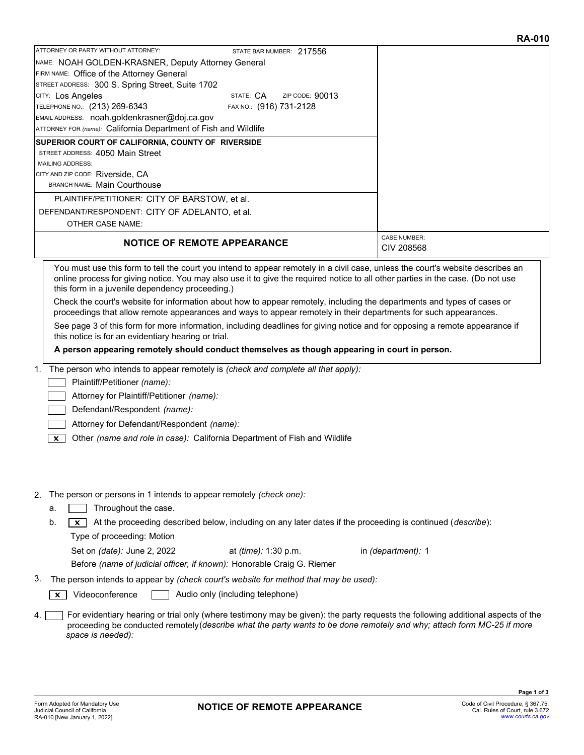**RA-010**

| ATTORNEY OR PARTY WITHOUT ATTORNEY: | STATE BAR NUMBER: 217556 |
|---|---|
| NAME: NOAH GOLDEN-KRASNER, Deputy Attorney General | |
| FIRM NAME: Office of the Attorney General | |
| STREET ADDRESS: 300 S. Spring Street, Suite 1702 | |
| CITY: Los Angeles | STATE: CA ZIP CODE: 90013 |
| TELEPHONE NO.: (213) 269-6343 | FAX NO.: (916) 731-2128 |
| EMAIL ADDRESS: noah.goldenkrasner@doj.ca.gov | |
| ATTORNEY FOR *(name)*: California Department of Fish and Wildlife | |

**SUPERIOR COURT OF CALIFORNIA, COUNTY OF RIVERSIDE**
STREET ADDRESS: 4050 Main Street
MAILING ADDRESS:
CITY AND ZIP CODE: Riverside, CA
BRANCH NAME: Main Courthouse

PLAINTIFF/PETITIONER: CITY OF BARSTOW, et al.
DEFENDANT/RESPONDENT: CITY OF ADELANTO, et al.
OTHER CASE NAME:

## NOTICE OF REMOTE APPEARANCE

CASE NUMBER: CIV 208568

You must use this form to tell the court you intend to appear remotely in a civil case, unless the court's website describes an online process for giving notice. You may also use it to give the required notice to all other parties in the case. (Do not use this form in a juvenile dependency proceeding.)

Check the court's website for information about how to appear remotely, including the departments and types of cases or proceedings that allow remote appearances and ways to appear remotely in their departments for such appearances.

See page 3 of this form for more information, including deadlines for giving notice and for opposing a remote appearance if this notice is for an evidentiary hearing or trial.

**A person appearing remotely should conduct themselves as though appearing in court in person.**

1. The person who intends to appear remotely is *(check and complete all that apply)*:
   - ☐ Plaintiff/Petitioner *(name)*:
   - ☐ Attorney for Plaintiff/Petitioner *(name)*:
   - ☐ Defendant/Respondent *(name)*:
   - ☐ Attorney for Defendant/Respondent *(name)*:
   - ☒ Other *(name and role in case)*: California Department of Fish and Wildlife

2. The person or persons in 1 intends to appear remotely *(check one)*:
   a. ☐ Throughout the case.
   b. ☒ At the proceeding described below, including on any later dates if the proceeding is continued (*describe*):
   Type of proceeding: Motion
   Set on *(date)*: June 2, 2022 at *(time)*: 1:30 p.m. in *(department)*: 1
   Before *(name of judicial officer, if known)*: Honorable Craig G. Riemer

3. The person intends to appear by *(check court's website for method that may be used)*:
   ☒ Videoconference ☐ Audio only (including telephone)

4. ☐ For evidentiary hearing or trial only (where testimony may be given): the party requests the following additional aspects of the proceeding be conducted remotely *(describe what the party wants to be done remotely and why; attach form MC-25 if more space is needed)*:

Form Adopted for Mandatory Use
Judicial Council of California
RA-010 [New January 1, 2022]

**NOTICE OF REMOTE APPEARANCE**

Code of Civil Procedure, § 367.75;
Cal. Rules of Court, rule 3.672
www.courts.ca.gov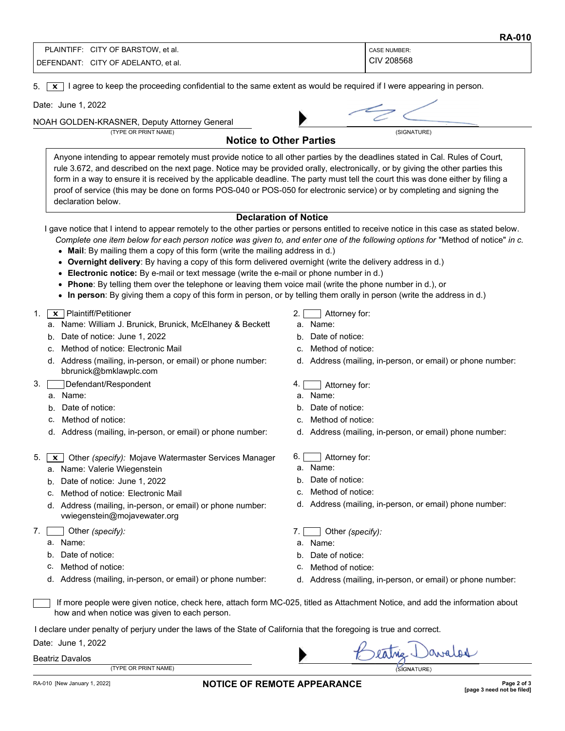RA-010

| PLAINTIFF: CITY OF BARSTOW, et al. | CASE NUMBER: |
| --- | --- |
| DEFENDANT: CITY OF ADELANTO, et al. | CIV 208568 |

5. [x] I agree to keep the proceeding confidential to the same extent as would be required if I were appearing in person.

Date: June 1, 2022

NOAH GOLDEN-KRASNER, Deputy Attorney General
(TYPE OR PRINT NAME) (SIGNATURE)

## Notice to Other Parties

Anyone intending to appear remotely must provide notice to all other parties by the deadlines stated in Cal. Rules of Court, rule 3.672, and described on the next page. Notice may be provided orally, electronically, or by giving the other parties this form in a way to ensure it is received by the applicable deadline. The party must tell the court this was done either by filing a proof of service (this may be done on forms POS-040 or POS-050 for electronic service) or by completing and signing the declaration below.

### Declaration of Notice

I gave notice that I intend to appear remotely to the other parties or persons entitled to receive notice in this case as stated below.

*Complete one item below for each person notice was given to, and enter one of the following options for* "Method of notice" *in c.*

- **Mail**: By mailing them a copy of this form (write the mailing address in d.)
- **Overnight delivery**: By having a copy of this form delivered overnight (write the delivery address in d.)
- **Electronic notice:** By e-mail or text message (write the e-mail or phone number in d.)
- **Phone**: By telling them over the telephone or leaving them voice mail (write the phone number in d.), or
- **In person**: By giving them a copy of this form in person, or by telling them orally in person (write the address in d.)

1. [x] Plaintiff/Petitioner
   a. Name: William J. Brunick, Brunick, McElhaney & Beckett
   b. Date of notice: June 1, 2022
   c. Method of notice: Electronic Mail
   d. Address (mailing, in-person, or email) or phone number: bbrunick@bmklawplc.com

2. [ ] Attorney for:
   a. Name:
   b. Date of notice:
   c. Method of notice:
   d. Address (mailing, in-person, or email) or phone number:

3. [ ] Defendant/Respondent
   a. Name:
   b. Date of notice:
   c. Method of notice:
   d. Address (mailing, in-person, or email) or phone number:

4. [ ] Attorney for:
   a. Name:
   b. Date of notice:
   c. Method of notice:
   d. Address (mailing, in-person, or email) phone number:

5. [x] Other *(specify)*: Mojave Watermaster Services Manager
   a. Name: Valerie Wiegenstein
   b. Date of notice: June 1, 2022
   c. Method of notice: Electronic Mail
   d. Address (mailing, in-person, or email) or phone number: vwiegenstein@mojavewater.org

6. [ ] Attorney for:
   a. Name:
   b. Date of notice:
   c. Method of notice:
   d. Address (mailing, in-person, or email) phone number:

7. [ ] Other *(specify)*:
   a. Name:
   b. Date of notice:
   c. Method of notice:
   d. Address (mailing, in-person, or email) or phone number:

7. [ ] Other *(specify)*:
   a. Name:
   b. Date of notice:
   c. Method of notice:
   d. Address (mailing, in-person, or email) or phone number:

[ ] If more people were given notice, check here, attach form MC-025, titled as Attachment Notice, and add the information about how and when notice was given to each person.

I declare under penalty of perjury under the laws of the State of California that the foregoing is true and correct.

Date: June 1, 2022

Beatriz Davalos
(TYPE OR PRINT NAME) (SIGNATURE)

RA-010 [New January 1, 2022] **NOTICE OF REMOTE APPEARANCE** [page 3 need not be filed]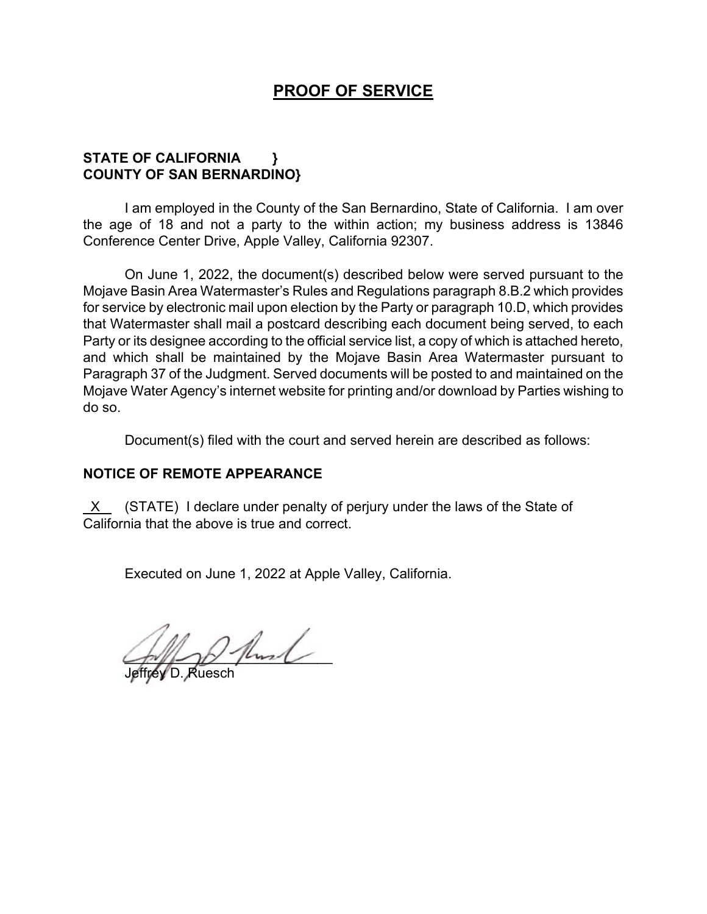# PROOF OF SERVICE

**STATE OF CALIFORNIA }**
**COUNTY OF SAN BERNARDINO}**

I am employed in the County of the San Bernardino, State of California. I am over the age of 18 and not a party to the within action; my business address is 13846 Conference Center Drive, Apple Valley, California 92307.

On June 1, 2022, the document(s) described below were served pursuant to the Mojave Basin Area Watermaster's Rules and Regulations paragraph 8.B.2 which provides for service by electronic mail upon election by the Party or paragraph 10.D, which provides that Watermaster shall mail a postcard describing each document being served, to each Party or its designee according to the official service list, a copy of which is attached hereto, and which shall be maintained by the Mojave Basin Area Watermaster pursuant to Paragraph 37 of the Judgment. Served documents will be posted to and maintained on the Mojave Water Agency's internet website for printing and/or download by Parties wishing to do so.

Document(s) filed with the court and served herein are described as follows:

**NOTICE OF REMOTE APPEARANCE**

_X_ (STATE) I declare under penalty of perjury under the laws of the State of California that the above is true and correct.

Executed on June 1, 2022 at Apple Valley, California.

Jeffrey D. Ruesch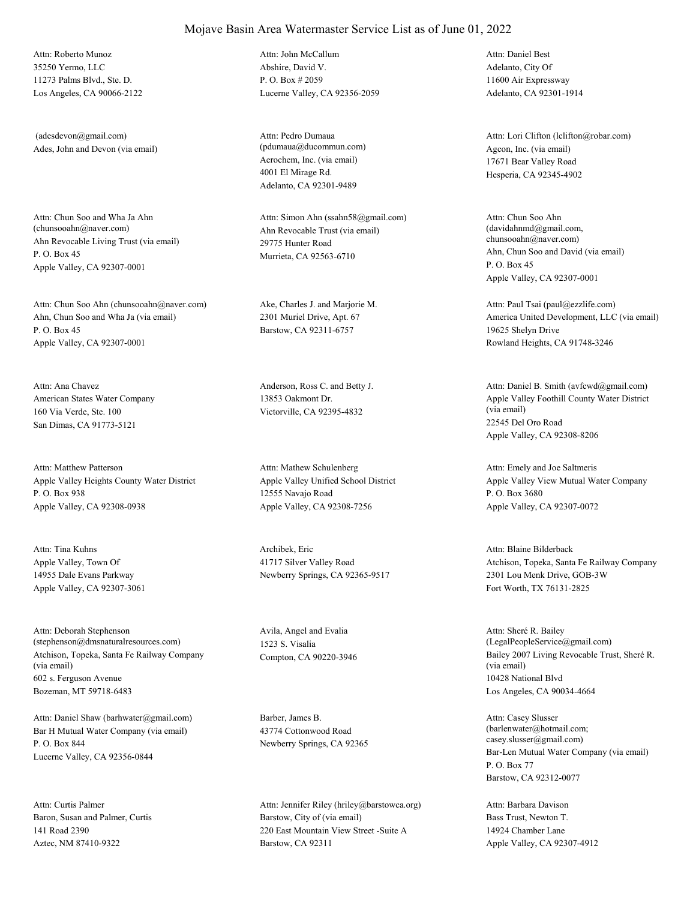# Mojave Basin Area Watermaster Service List as of June 01, 2022

Attn: Roberto Munoz
35250 Yermo, LLC
11273 Palms Blvd., Ste. D.
Los Angeles, CA 90066-2122

Attn: John McCallum
Abshire, David V.
P. O. Box # 2059
Lucerne Valley, CA 92356-2059

Attn: Daniel Best
Adelanto, City Of
11600 Air Expressway
Adelanto, CA 92301-1914

(adesdevon@gmail.com)
Ades, John and Devon (via email)

Attn: Pedro Dumaua
(pdumaua@ducommun.com)
Aerochem, Inc. (via email)
4001 El Mirage Rd.
Adelanto, CA 92301-9489

Attn: Lori Clifton (lclifton@robar.com)
Agcon, Inc. (via email)
17671 Bear Valley Road
Hesperia, CA 92345-4902

Attn: Chun Soo and Wha Ja Ahn
(chunsooahn@naver.com)
Ahn Revocable Living Trust (via email)
P. O. Box 45
Apple Valley, CA 92307-0001

Attn: Simon Ahn (ssahn58@gmail.com)
Ahn Revocable Trust (via email)
29775 Hunter Road
Murrieta, CA 92563-6710

Attn: Chun Soo Ahn
(davidahnmd@gmail.com,
chunsooahn@naver.com)
Ahn, Chun Soo and David (via email)
P. O. Box 45
Apple Valley, CA 92307-0001

Attn: Chun Soo Ahn (chunsooahn@naver.com)
Ahn, Chun Soo and Wha Ja (via email)
P. O. Box 45
Apple Valley, CA 92307-0001

Ake, Charles J. and Marjorie M.
2301 Muriel Drive, Apt. 67
Barstow, CA 92311-6757

Attn: Paul Tsai (paul@ezzlife.com)
America United Development, LLC (via email)
19625 Shelyn Drive
Rowland Heights, CA 91748-3246

Attn: Ana Chavez
American States Water Company
160 Via Verde, Ste. 100
San Dimas, CA 91773-5121

Anderson, Ross C. and Betty J.
13853 Oakmont Dr.
Victorville, CA 92395-4832

Attn: Daniel B. Smith (avfcwd@gmail.com)
Apple Valley Foothill County Water District
(via email)
22545 Del Oro Road
Apple Valley, CA 92308-8206

Attn: Matthew Patterson
Apple Valley Heights County Water District
P. O. Box 938
Apple Valley, CA 92308-0938

Attn: Mathew Schulenberg
Apple Valley Unified School District
12555 Navajo Road
Apple Valley, CA 92308-7256

Attn: Emely and Joe Saltmeris
Apple Valley View Mutual Water Company
P. O. Box 3680
Apple Valley, CA 92307-0072

Attn: Tina Kuhns
Apple Valley, Town Of
14955 Dale Evans Parkway
Apple Valley, CA 92307-3061

Archibek, Eric
41717 Silver Valley Road
Newberry Springs, CA 92365-9517

Attn: Blaine Bilderback
Atchison, Topeka, Santa Fe Railway Company
2301 Lou Menk Drive, GOB-3W
Fort Worth, TX 76131-2825

Attn: Deborah Stephenson
(stephenson@dmsnaturalresources.com)
Atchison, Topeka, Santa Fe Railway Company
(via email)
602 s. Ferguson Avenue
Bozeman, MT 59718-6483

Avila, Angel and Evalia
1523 S. Visalia
Compton, CA 90220-3946

Attn: Sheré R. Bailey
(LegalPeopleService@gmail.com)
Bailey 2007 Living Revocable Trust, Sheré R.
(via email)
10428 National Blvd
Los Angeles, CA 90034-4664

Attn: Daniel Shaw (barhwater@gmail.com)
Bar H Mutual Water Company (via email)
P. O. Box 844
Lucerne Valley, CA 92356-0844

Barber, James B.
43774 Cottonwood Road
Newberry Springs, CA 92365

Attn: Casey Slusser
(barlenwater@hotmail.com;
casey.slusser@gmail.com)
Bar-Len Mutual Water Company (via email)
P. O. Box 77
Barstow, CA 92312-0077

Attn: Curtis Palmer
Baron, Susan and Palmer, Curtis
141 Road 2390
Aztec, NM 87410-9322

Attn: Jennifer Riley (hriley@barstowca.org)
Barstow, City of (via email)
220 East Mountain View Street -Suite A
Barstow, CA 92311

Attn: Barbara Davison
Bass Trust, Newton T.
14924 Chamber Lane
Apple Valley, CA 92307-4912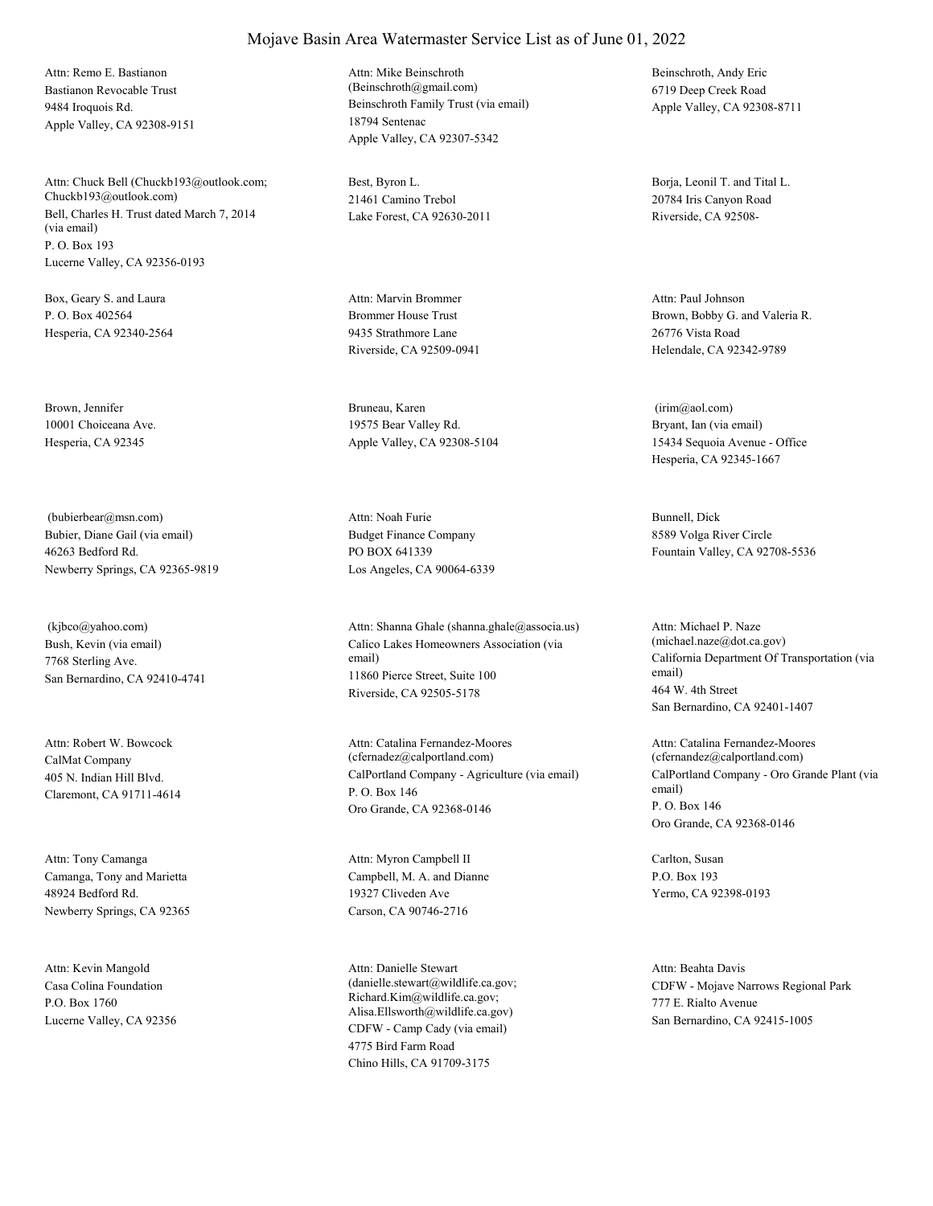# Mojave Basin Area Watermaster Service List as of June 01, 2022

Attn: Remo E. Bastianon
Bastianon Revocable Trust
9484 Iroquois Rd.
Apple Valley, CA 92308-9151

Attn: Mike Beinschroth
(Beinschroth@gmail.com)
Beinschroth Family Trust (via email)
18794 Sentenac
Apple Valley, CA 92307-5342

Beinschroth, Andy Eric
6719 Deep Creek Road
Apple Valley, CA 92308-8711

Attn: Chuck Bell (Chuckb193@outlook.com; Chuckb193@outlook.com)
Bell, Charles H. Trust dated March 7, 2014 (via email)
P. O. Box 193
Lucerne Valley, CA 92356-0193

Best, Byron L.
21461 Camino Trebol
Lake Forest, CA 92630-2011

Borja, Leonil T. and Tital L.
20784 Iris Canyon Road
Riverside, CA 92508-

Box, Geary S. and Laura
P. O. Box 402564
Hesperia, CA 92340-2564

Attn: Marvin Brommer
Brommer House Trust
9435 Strathmore Lane
Riverside, CA 92509-0941

Attn: Paul Johnson
Brown, Bobby G. and Valeria R.
26776 Vista Road
Helendale, CA 92342-9789

Brown, Jennifer
10001 Choiceana Ave.
Hesperia, CA 92345

Bruneau, Karen
19575 Bear Valley Rd.
Apple Valley, CA 92308-5104

(irim@aol.com)
Bryant, Ian (via email)
15434 Sequoia Avenue - Office
Hesperia, CA 92345-1667

(bubierbear@msn.com)
Bubier, Diane Gail (via email)
46263 Bedford Rd.
Newberry Springs, CA 92365-9819

Attn: Noah Furie
Budget Finance Company
PO BOX 641339
Los Angeles, CA 90064-6339

Bunnell, Dick
8589 Volga River Circle
Fountain Valley, CA 92708-5536

(kjbco@yahoo.com)
Bush, Kevin (via email)
7768 Sterling Ave.
San Bernardino, CA 92410-4741

Attn: Shanna Ghale (shanna.ghale@associa.us)
Calico Lakes Homeowners Association (via email)
11860 Pierce Street, Suite 100
Riverside, CA 92505-5178

Attn: Michael P. Naze
(michael.naze@dot.ca.gov)
California Department Of Transportation (via email)
464 W. 4th Street
San Bernardino, CA 92401-1407

Attn: Robert W. Bowcock
CalMat Company
405 N. Indian Hill Blvd.
Claremont, CA 91711-4614

Attn: Catalina Fernandez-Moores
(cfernadez@calportland.com)
CalPortland Company - Agriculture (via email)
P. O. Box 146
Oro Grande, CA 92368-0146

Attn: Catalina Fernandez-Moores
(cfernandez@calportland.com)
CalPortland Company - Oro Grande Plant (via email)
P. O. Box 146
Oro Grande, CA 92368-0146

Attn: Tony Camanga
Camanga, Tony and Marietta
48924 Bedford Rd.
Newberry Springs, CA 92365

Attn: Myron Campbell II
Campbell, M. A. and Dianne
19327 Cliveden Ave
Carson, CA 90746-2716

Carlton, Susan
P.O. Box 193
Yermo, CA 92398-0193

Attn: Kevin Mangold
Casa Colina Foundation
P.O. Box 1760
Lucerne Valley, CA 92356

Attn: Danielle Stewart
(danielle.stewart@wildlife.ca.gov; Richard.Kim@wildlife.ca.gov; Alisa.Ellsworth@wildlife.ca.gov)
CDFW - Camp Cady (via email)
4775 Bird Farm Road
Chino Hills, CA 91709-3175

Attn: Beahta Davis
CDFW - Mojave Narrows Regional Park
777 E. Rialto Avenue
San Bernardino, CA 92415-1005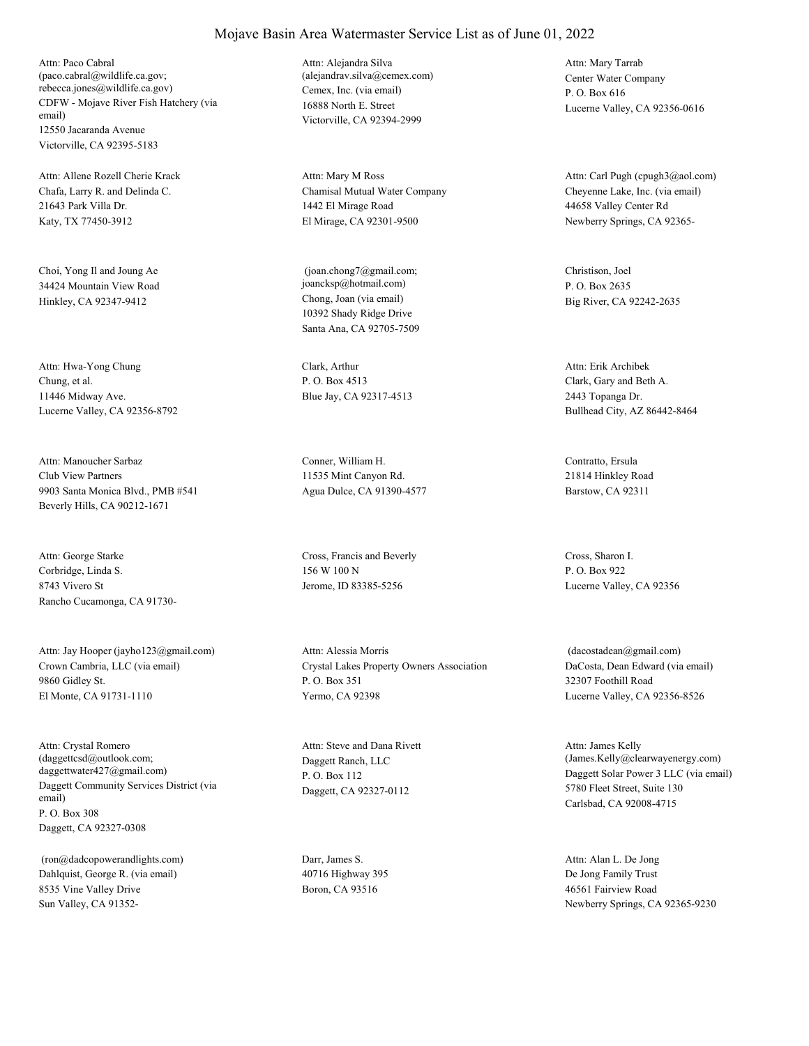# Mojave Basin Area Watermaster Service List as of June 01, 2022

Attn: Paco Cabral
(paco.cabral@wildlife.ca.gov;
rebecca.jones@wildlife.ca.gov)
CDFW - Mojave River Fish Hatchery (via email)
12550 Jacaranda Avenue
Victorville, CA 92395-5183

Attn: Alejandra Silva
(alejandrav.silva@cemex.com)
Cemex, Inc. (via email)
16888 North E. Street
Victorville, CA 92394-2999

Attn: Mary Tarrab
Center Water Company
P. O. Box 616
Lucerne Valley, CA 92356-0616

Attn: Allene Rozell Cherie Krack
Chafa, Larry R. and Delinda C.
21643 Park Villa Dr.
Katy, TX 77450-3912

Attn: Mary M Ross
Chamisal Mutual Water Company
1442 El Mirage Road
El Mirage, CA 92301-9500

Attn: Carl Pugh (cpugh3@aol.com)
Cheyenne Lake, Inc. (via email)
44658 Valley Center Rd
Newberry Springs, CA 92365-

Choi, Yong Il and Joung Ae
34424 Mountain View Road
Hinkley, CA 92347-9412

(joan.chong7@gmail.com;
joancksp@hotmail.com)
Chong, Joan (via email)
10392 Shady Ridge Drive
Santa Ana, CA 92705-7509

Christison, Joel
P. O. Box 2635
Big River, CA 92242-2635

Attn: Hwa-Yong Chung
Chung, et al.
11446 Midway Ave.
Lucerne Valley, CA 92356-8792

Clark, Arthur
P. O. Box 4513
Blue Jay, CA 92317-4513

Attn: Erik Archibek
Clark, Gary and Beth A.
2443 Topanga Dr.
Bullhead City, AZ 86442-8464

Attn: Manoucher Sarbaz
Club View Partners
9903 Santa Monica Blvd., PMB #541
Beverly Hills, CA 90212-1671

Conner, William H.
11535 Mint Canyon Rd.
Agua Dulce, CA 91390-4577

Contratto, Ersula
21814 Hinkley Road
Barstow, CA 92311

Attn: George Starke
Corbridge, Linda S.
8743 Vivero St
Rancho Cucamonga, CA 91730-

Cross, Francis and Beverly
156 W 100 N
Jerome, ID 83385-5256

Cross, Sharon I.
P. O. Box 922
Lucerne Valley, CA 92356

Attn: Jay Hooper (jayho123@gmail.com)
Crown Cambria, LLC (via email)
9860 Gidley St.
El Monte, CA 91731-1110

Attn: Alessia Morris
Crystal Lakes Property Owners Association
P. O. Box 351
Yermo, CA 92398

(dacostadean@gmail.com)
DaCosta, Dean Edward (via email)
32307 Foothill Road
Lucerne Valley, CA 92356-8526

Attn: Crystal Romero
(daggettcsd@outlook.com;
daggettwater427@gmail.com)
Daggett Community Services District (via email)
P. O. Box 308
Daggett, CA 92327-0308

Attn: Steve and Dana Rivett
Daggett Ranch, LLC
P. O. Box 112
Daggett, CA 92327-0112

Attn: James Kelly
(James.Kelly@clearwayenergy.com)
Daggett Solar Power 3 LLC (via email)
5780 Fleet Street, Suite 130
Carlsbad, CA 92008-4715

(ron@dadcopowerandlights.com)
Dahlquist, George R. (via email)
8535 Vine Valley Drive
Sun Valley, CA 91352-

Darr, James S.
40716 Highway 395
Boron, CA 93516

Attn: Alan L. De Jong
De Jong Family Trust
46561 Fairview Road
Newberry Springs, CA 92365-9230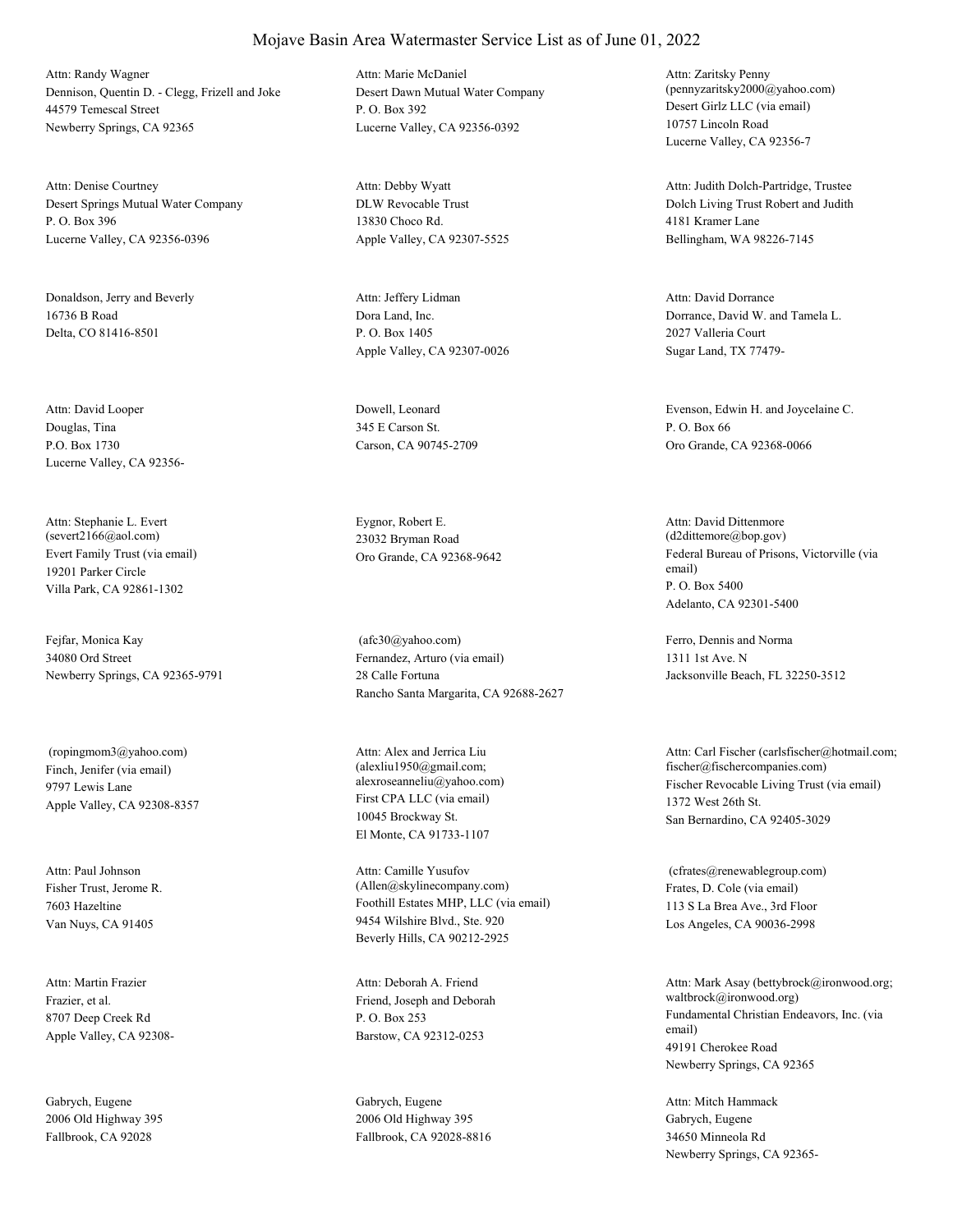# Mojave Basin Area Watermaster Service List as of June 01, 2022

Attn: Randy Wagner
Dennison, Quentin D. - Clegg, Frizell and Joke
44579 Temescal Street
Newberry Springs, CA 92365

Attn: Marie McDaniel
Desert Dawn Mutual Water Company
P. O. Box 392
Lucerne Valley, CA 92356-0392

Attn: Zaritsky Penny
(pennyzaritsky2000@yahoo.com)
Desert Girlz LLC (via email)
10757 Lincoln Road
Lucerne Valley, CA 92356-7

Attn: Denise Courtney
Desert Springs Mutual Water Company
P. O. Box 396
Lucerne Valley, CA 92356-0396

Attn: Debby Wyatt
DLW Revocable Trust
13830 Choco Rd.
Apple Valley, CA 92307-5525

Attn: Judith Dolch-Partridge, Trustee
Dolch Living Trust Robert and Judith
4181 Kramer Lane
Bellingham, WA 98226-7145

Donaldson, Jerry and Beverly
16736 B Road
Delta, CO 81416-8501

Attn: Jeffery Lidman
Dora Land, Inc.
P. O. Box 1405
Apple Valley, CA 92307-0026

Attn: David Dorrance
Dorrance, David W. and Tamela L.
2027 Valleria Court
Sugar Land, TX 77479-

Attn: David Looper
Douglas, Tina
P.O. Box 1730
Lucerne Valley, CA 92356-

Dowell, Leonard
345 E Carson St.
Carson, CA 90745-2709

Evenson, Edwin H. and Joycelaine C.
P. O. Box 66
Oro Grande, CA 92368-0066

Attn: Stephanie L. Evert
(severt2166@aol.com)
Evert Family Trust (via email)
19201 Parker Circle
Villa Park, CA 92861-1302

Eygnor, Robert E.
23032 Bryman Road
Oro Grande, CA 92368-9642

Attn: David Dittenmore
(d2dittemore@bop.gov)
Federal Bureau of Prisons, Victorville (via email)
P. O. Box 5400
Adelanto, CA 92301-5400

Fejfar, Monica Kay
34080 Ord Street
Newberry Springs, CA 92365-9791

(afc30@yahoo.com)
Fernandez, Arturo (via email)
28 Calle Fortuna
Rancho Santa Margarita, CA 92688-2627

Ferro, Dennis and Norma
1311 1st Ave. N
Jacksonville Beach, FL 32250-3512

(ropingmom3@yahoo.com)
Finch, Jenifer (via email)
9797 Lewis Lane
Apple Valley, CA 92308-8357

Attn: Alex and Jerrica Liu
(alexliu1950@gmail.com;
alexroseanneliu@yahoo.com)
First CPA LLC (via email)
10045 Brockway St.
El Monte, CA 91733-1107

Attn: Carl Fischer (carlsfischer@hotmail.com;
fischer@fischercompanies.com)
Fischer Revocable Living Trust (via email)
1372 West 26th St.
San Bernardino, CA 92405-3029

Attn: Paul Johnson
Fisher Trust, Jerome R.
7603 Hazeltine
Van Nuys, CA 91405

Attn: Camille Yusufov
(Allen@skylinecompany.com)
Foothill Estates MHP, LLC (via email)
9454 Wilshire Blvd., Ste. 920
Beverly Hills, CA 90212-2925

(cfrates@renewablegroup.com)
Frates, D. Cole (via email)
113 S La Brea Ave., 3rd Floor
Los Angeles, CA 90036-2998

Attn: Martin Frazier
Frazier, et al.
8707 Deep Creek Rd
Apple Valley, CA 92308-

Attn: Deborah A. Friend
Friend, Joseph and Deborah
P. O. Box 253
Barstow, CA 92312-0253

Attn: Mark Asay (bettybrock@ironwood.org;
waltbrock@ironwood.org)
Fundamental Christian Endeavors, Inc. (via email)
49191 Cherokee Road
Newberry Springs, CA 92365

Gabrych, Eugene
2006 Old Highway 395
Fallbrook, CA 92028

Gabrych, Eugene
2006 Old Highway 395
Fallbrook, CA 92028-8816

Attn: Mitch Hammack
Gabrych, Eugene
34650 Minneola Rd
Newberry Springs, CA 92365-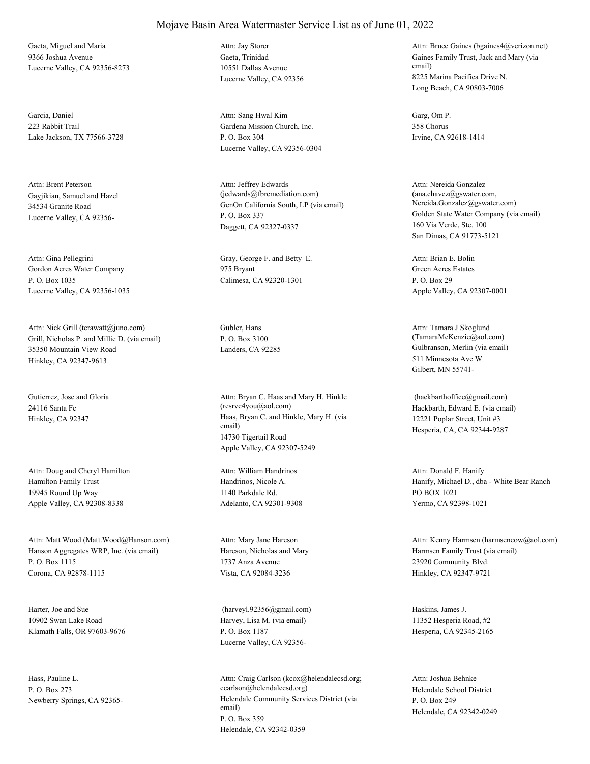# Mojave Basin Area Watermaster Service List as of June 01, 2022

Gaeta, Miguel and Maria
9366 Joshua Avenue
Lucerne Valley, CA 92356-8273

Attn: Jay Storer
Gaeta, Trinidad
10551 Dallas Avenue
Lucerne Valley, CA 92356

Attn: Bruce Gaines (bgaines4@verizon.net)
Gaines Family Trust, Jack and Mary (via email)
8225 Marina Pacifica Drive N.
Long Beach, CA 90803-7006

Garcia, Daniel
223 Rabbit Trail
Lake Jackson, TX 77566-3728

Attn: Sang Hwal Kim
Gardena Mission Church, Inc.
P. O. Box 304
Lucerne Valley, CA 92356-0304

Garg, Om P.
358 Chorus
Irvine, CA 92618-1414

Attn: Brent Peterson
Gayjikian, Samuel and Hazel
34534 Granite Road
Lucerne Valley, CA 92356-

Attn: Jeffrey Edwards (jedwards@fbremediation.com)
GenOn California South, LP (via email)
P. O. Box 337
Daggett, CA 92327-0337

Attn: Nereida Gonzalez (ana.chavez@gswater.com, Nereida.Gonzalez@gswater.com)
Golden State Water Company (via email)
160 Via Verde, Ste. 100
San Dimas, CA 91773-5121

Attn: Gina Pellegrini
Gordon Acres Water Company
P. O. Box 1035
Lucerne Valley, CA 92356-1035

Gray, George F. and Betty E.
975 Bryant
Calimesa, CA 92320-1301

Attn: Brian E. Bolin
Green Acres Estates
P. O. Box 29
Apple Valley, CA 92307-0001

Attn: Nick Grill (terawatt@juno.com)
Grill, Nicholas P. and Millie D. (via email)
35350 Mountain View Road
Hinkley, CA 92347-9613

Gubler, Hans
P. O. Box 3100
Landers, CA 92285

Attn: Tamara J Skoglund (TamaraMcKenzie@aol.com)
Gulbranson, Merlin (via email)
511 Minnesota Ave W
Gilbert, MN 55741-

Gutierrez, Jose and Gloria
24116 Santa Fe
Hinkley, CA 92347

Attn: Bryan C. Haas and Mary H. Hinkle (resrvc4you@aol.com)
Haas, Bryan C. and Hinkle, Mary H. (via email)
14730 Tigertail Road
Apple Valley, CA 92307-5249

(hackbarthoffice@gmail.com)
Hackbarth, Edward E. (via email)
12221 Poplar Street, Unit #3
Hesperia, CA, CA 92344-9287

Attn: Doug and Cheryl Hamilton
Hamilton Family Trust
19945 Round Up Way
Apple Valley, CA 92308-8338

Attn: William Handrinos
Handrinos, Nicole A.
1140 Parkdale Rd.
Adelanto, CA 92301-9308

Attn: Donald F. Hanify
Hanify, Michael D., dba - White Bear Ranch
PO BOX 1021
Yermo, CA 92398-1021

Attn: Matt Wood (Matt.Wood@Hanson.com)
Hanson Aggregates WRP, Inc. (via email)
P. O. Box 1115
Corona, CA 92878-1115

Attn: Mary Jane Hareson
Hareson, Nicholas and Mary
1737 Anza Avenue
Vista, CA 92084-3236

Attn: Kenny Harmsen (harmsencow@aol.com)
Harmsen Family Trust (via email)
23920 Community Blvd.
Hinkley, CA 92347-9721

Harter, Joe and Sue
10902 Swan Lake Road
Klamath Falls, OR 97603-9676

(harveyl.92356@gmail.com)
Harvey, Lisa M. (via email)
P. O. Box 1187
Lucerne Valley, CA 92356-

Haskins, James J.
11352 Hesperia Road, #2
Hesperia, CA 92345-2165

Hass, Pauline L.
P. O. Box 273
Newberry Springs, CA 92365-

Attn: Craig Carlson (kcox@helendalecsd.org; ccarlson@helendalecsd.org)
Helendale Community Services District (via email)
P. O. Box 359
Helendale, CA 92342-0359

Attn: Joshua Behnke
Helendale School District
P. O. Box 249
Helendale, CA 92342-0249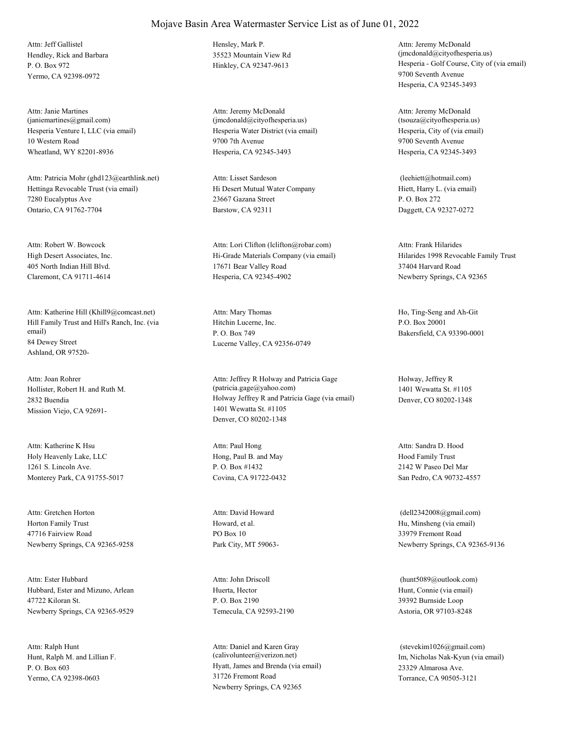# Mojave Basin Area Watermaster Service List as of June 01, 2022

Attn: Jeff Gallistel
Hendley, Rick and Barbara
P. O. Box 972
Yermo, CA 92398-0972

Hensley, Mark P.
35523 Mountain View Rd
Hinkley, CA 92347-9613

Attn: Jeremy McDonald
(jmcdonald@cityofhesperia.us)
Hesperia - Golf Course, City of (via email)
9700 Seventh Avenue
Hesperia, CA 92345-3493

Attn: Janie Martines
(janiemartines@gmail.com)
Hesperia Venture I, LLC (via email)
10 Western Road
Wheatland, WY 82201-8936

Attn: Jeremy McDonald
(jmcdonald@cityofhesperia.us)
Hesperia Water District (via email)
9700 7th Avenue
Hesperia, CA 92345-3493

Attn: Jeremy McDonald
(tsouza@cityofhesperia.us)
Hesperia, City of (via email)
9700 Seventh Avenue
Hesperia, CA 92345-3493

Attn: Patricia Mohr (ghd123@earthlink.net)
Hettinga Revocable Trust (via email)
7280 Eucalyptus Ave
Ontario, CA 91762-7704

Attn: Lisset Sardeson
Hi Desert Mutual Water Company
23667 Gazana Street
Barstow, CA 92311

(leehiett@hotmail.com)
Hiett, Harry L. (via email)
P. O. Box 272
Daggett, CA 92327-0272

Attn: Robert W. Bowcock
High Desert Associates, Inc.
405 North Indian Hill Blvd.
Claremont, CA 91711-4614

Attn: Lori Clifton (lclifton@robar.com)
Hi-Grade Materials Company (via email)
17671 Bear Valley Road
Hesperia, CA 92345-4902

Attn: Frank Hilarides
Hilarides 1998 Revocable Family Trust
37404 Harvard Road
Newberry Springs, CA 92365

Attn: Katherine Hill (Khill9@comcast.net)
Hill Family Trust and Hill's Ranch, Inc. (via email)
84 Dewey Street
Ashland, OR 97520-

Attn: Mary Thomas
Hitchin Lucerne, Inc.
P. O. Box 749
Lucerne Valley, CA 92356-0749

Ho, Ting-Seng and Ah-Git
P.O. Box 20001
Bakersfield, CA 93390-0001

Attn: Joan Rohrer
Hollister, Robert H. and Ruth M.
2832 Buendia
Mission Viejo, CA 92691-

Attn: Jeffrey R Holway and Patricia Gage
(patricia.gage@yahoo.com)
Holway Jeffrey R and Patricia Gage (via email)
1401 Wewatta St. #1105
Denver, CO 80202-1348

Holway, Jeffrey R
1401 Wewatta St. #1105
Denver, CO 80202-1348

Attn: Katherine K Hsu
Holy Heavenly Lake, LLC
1261 S. Lincoln Ave.
Monterey Park, CA 91755-5017

Attn: Paul Hong
Hong, Paul B. and May
P. O. Box #1432
Covina, CA 91722-0432

Attn: Sandra D. Hood
Hood Family Trust
2142 W Paseo Del Mar
San Pedro, CA 90732-4557

Attn: Gretchen Horton
Horton Family Trust
47716 Fairview Road
Newberry Springs, CA 92365-9258

Attn: David Howard
Howard, et al.
PO Box 10
Park City, MT 59063-

(dell2342008@gmail.com)
Hu, Minsheng (via email)
33979 Fremont Road
Newberry Springs, CA 92365-9136

Attn: Ester Hubbard
Hubbard, Ester and Mizuno, Arlean
47722 Kiloran St.
Newberry Springs, CA 92365-9529

Attn: John Driscoll
Huerta, Hector
P. O. Box 2190
Temecula, CA 92593-2190

(hunt5089@outlook.com)
Hunt, Connie (via email)
39392 Burnside Loop
Astoria, OR 97103-8248

Attn: Ralph Hunt
Hunt, Ralph M. and Lillian F.
P. O. Box 603
Yermo, CA 92398-0603

Attn: Daniel and Karen Gray
(calivolunteer@verizon.net)
Hyatt, James and Brenda (via email)
31726 Fremont Road
Newberry Springs, CA 92365

(stevekim1026@gmail.com)
Im, Nicholas Nak-Kyun (via email)
23329 Almarosa Ave.
Torrance, CA 90505-3121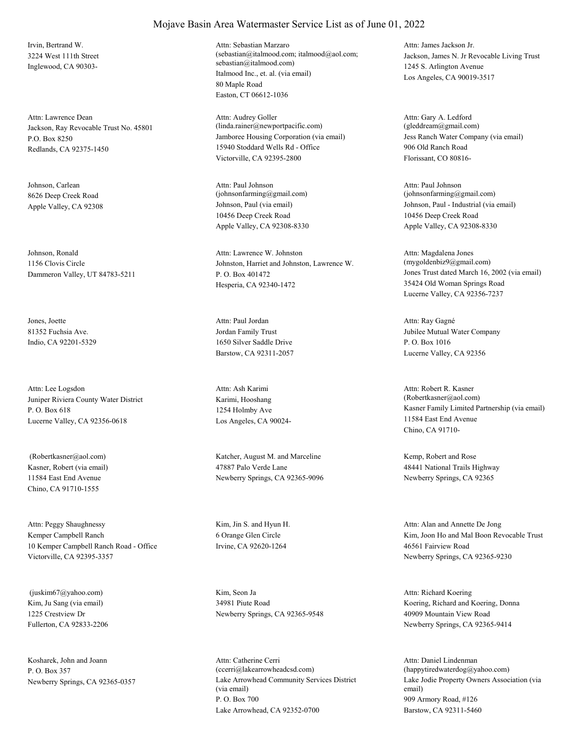# Mojave Basin Area Watermaster Service List as of June 01, 2022

Irvin, Bertrand W.
3224 West 111th Street
Inglewood, CA 90303-

Attn: Sebastian Marzaro
(sebastian@italmood.com; italmood@aol.com; sebastian@italmood.com)
Italmood Inc., et. al. (via email)
80 Maple Road
Easton, CT 06612-1036

Attn: James Jackson Jr.
Jackson, James N. Jr Revocable Living Trust
1245 S. Arlington Avenue
Los Angeles, CA 90019-3517

Attn: Lawrence Dean
Jackson, Ray Revocable Trust No. 45801
P.O. Box 8250
Redlands, CA 92375-1450

Attn: Audrey Goller
(linda.rainer@newportpacific.com)
Jamboree Housing Corporation (via email)
15940 Stoddard Wells Rd - Office
Victorville, CA 92395-2800

Attn: Gary A. Ledford
(gleddream@gmail.com)
Jess Ranch Water Company (via email)
906 Old Ranch Road
Florissant, CO 80816-

Johnson, Carlean
8626 Deep Creek Road
Apple Valley, CA 92308

Attn: Paul Johnson
(johnsonfarming@gmail.com)
Johnson, Paul (via email)
10456 Deep Creek Road
Apple Valley, CA 92308-8330

Attn: Paul Johnson
(johnsonfarming@gmail.com)
Johnson, Paul - Industrial (via email)
10456 Deep Creek Road
Apple Valley, CA 92308-8330

Johnson, Ronald
1156 Clovis Circle
Dammeron Valley, UT 84783-5211

Attn: Lawrence W. Johnston
Johnston, Harriet and Johnston, Lawrence W.
P. O. Box 401472
Hesperia, CA 92340-1472

Attn: Magdalena Jones
(mygoldenbiz9@gmail.com)
Jones Trust dated March 16, 2002 (via email)
35424 Old Woman Springs Road
Lucerne Valley, CA 92356-7237

Jones, Joette
81352 Fuchsia Ave.
Indio, CA 92201-5329

Attn: Paul Jordan
Jordan Family Trust
1650 Silver Saddle Drive
Barstow, CA 92311-2057

Attn: Ray Gagné
Jubilee Mutual Water Company
P. O. Box 1016
Lucerne Valley, CA 92356

Attn: Lee Logsdon
Juniper Riviera County Water District
P. O. Box 618
Lucerne Valley, CA 92356-0618

Attn: Ash Karimi
Karimi, Hooshang
1254 Holmby Ave
Los Angeles, CA 90024-

Attn: Robert R. Kasner
(Robertkasner@aol.com)
Kasner Family Limited Partnership (via email)
11584 East End Avenue
Chino, CA 91710-

(Robertkasner@aol.com)
Kasner, Robert (via email)
11584 East End Avenue
Chino, CA 91710-1555

Katcher, August M. and Marceline
47887 Palo Verde Lane
Newberry Springs, CA 92365-9096

Kemp, Robert and Rose
48441 National Trails Highway
Newberry Springs, CA 92365

Attn: Peggy Shaughnessy
Kemper Campbell Ranch
10 Kemper Campbell Ranch Road - Office
Victorville, CA 92395-3357

Kim, Jin S. and Hyun H.
6 Orange Glen Circle
Irvine, CA 92620-1264

Attn: Alan and Annette De Jong
Kim, Joon Ho and Mal Boon Revocable Trust
46561 Fairview Road
Newberry Springs, CA 92365-9230

(juskim67@yahoo.com)
Kim, Ju Sang (via email)
1225 Crestview Dr
Fullerton, CA 92833-2206

Kim, Seon Ja
34981 Piute Road
Newberry Springs, CA 92365-9548

Attn: Richard Koering
Koering, Richard and Koering, Donna
40909 Mountain View Road
Newberry Springs, CA 92365-9414

Kosharek, John and Joann
P. O. Box 357
Newberry Springs, CA 92365-0357

Attn: Catherine Cerri
(ccerri@lakearrowheadcsd.com)
Lake Arrowhead Community Services District (via email)
P. O. Box 700
Lake Arrowhead, CA 92352-0700

Attn: Daniel Lindenman
(happytiredwaterdog@yahoo.com)
Lake Jodie Property Owners Association (via email)
909 Armory Road, #126
Barstow, CA 92311-5460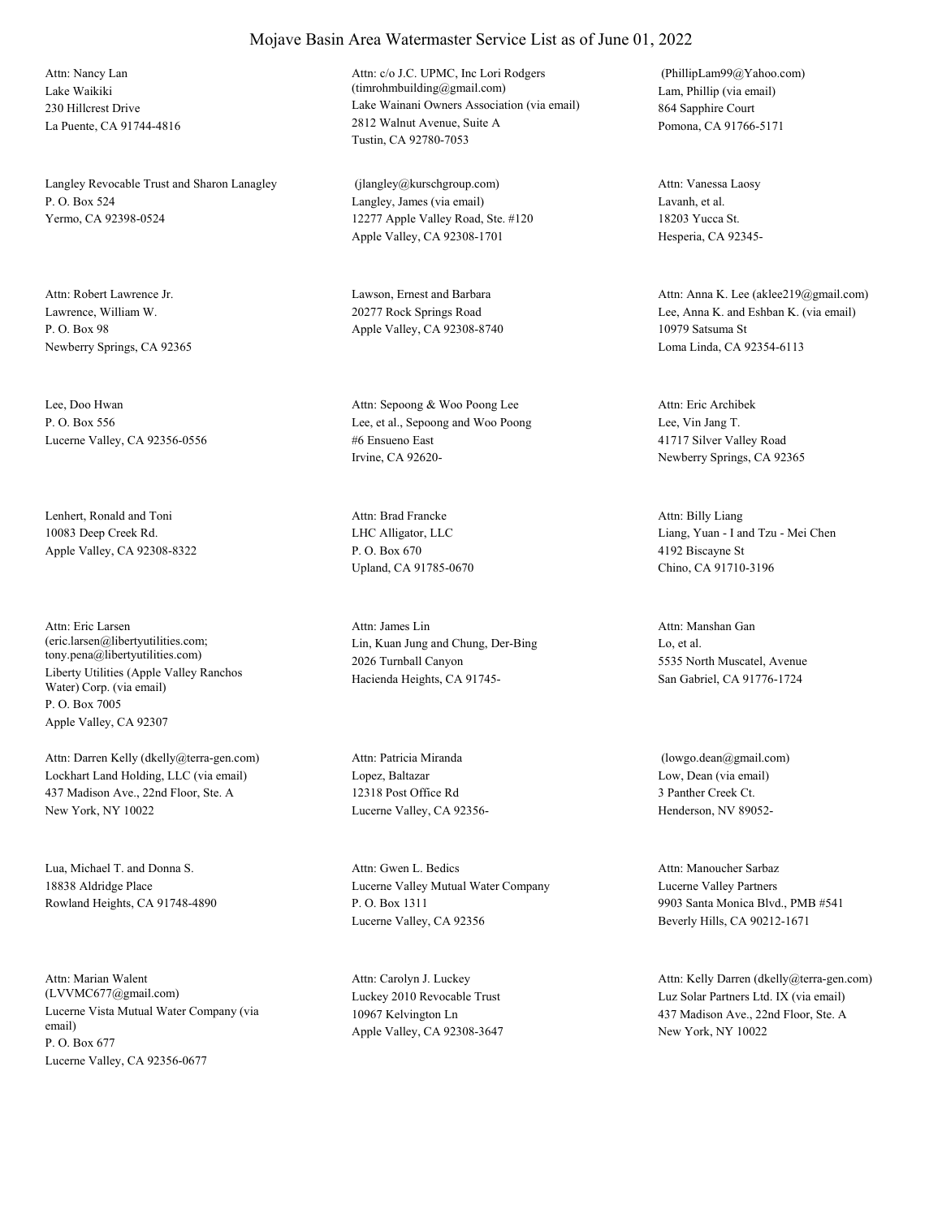# Mojave Basin Area Watermaster Service List as of June 01, 2022

Attn: Nancy Lan
Lake Waikiki
230 Hillcrest Drive
La Puente, CA 91744-4816

Attn: c/o J.C. UPMC, Inc Lori Rodgers
(timrohmbuilding@gmail.com)
Lake Wainani Owners Association (via email)
2812 Walnut Avenue, Suite A
Tustin, CA 92780-7053

(PhillipLam99@Yahoo.com)
Lam, Phillip (via email)
864 Sapphire Court
Pomona, CA 91766-5171

Langley Revocable Trust and Sharon Lanagley
P. O. Box 524
Yermo, CA 92398-0524

(jlangley@kurschgroup.com)
Langley, James (via email)
12277 Apple Valley Road, Ste. #120
Apple Valley, CA 92308-1701

Attn: Vanessa Laosy
Lavanh, et al.
18203 Yucca St.
Hesperia, CA 92345-

Attn: Robert Lawrence Jr.
Lawrence, William W.
P. O. Box 98
Newberry Springs, CA 92365

Lawson, Ernest and Barbara
20277 Rock Springs Road
Apple Valley, CA 92308-8740

Attn: Anna K. Lee (aklee219@gmail.com)
Lee, Anna K. and Eshban K. (via email)
10979 Satsuma St
Loma Linda, CA 92354-6113

Lee, Doo Hwan
P. O. Box 556
Lucerne Valley, CA 92356-0556

Attn: Sepoong & Woo Poong Lee
Lee, et al., Sepoong and Woo Poong
#6 Ensueno East
Irvine, CA 92620-

Attn: Eric Archibek
Lee, Vin Jang T.
41717 Silver Valley Road
Newberry Springs, CA 92365

Lenhert, Ronald and Toni
10083 Deep Creek Rd.
Apple Valley, CA 92308-8322

Attn: Brad Francke
LHC Alligator, LLC
P. O. Box 670
Upland, CA 91785-0670

Attn: Billy Liang
Liang, Yuan - I and Tzu - Mei Chen
4192 Biscayne St
Chino, CA 91710-3196

Attn: Eric Larsen
(eric.larsen@libertyutilities.com; tony.pena@libertyutilities.com)
Liberty Utilities (Apple Valley Ranchos Water) Corp. (via email)
P. O. Box 7005
Apple Valley, CA 92307

Attn: James Lin
Lin, Kuan Jung and Chung, Der-Bing
2026 Turnball Canyon
Hacienda Heights, CA 91745-

Attn: Manshan Gan
Lo, et al.
5535 North Muscatel, Avenue
San Gabriel, CA 91776-1724

Attn: Darren Kelly (dkelly@terra-gen.com)
Lockhart Land Holding, LLC (via email)
437 Madison Ave., 22nd Floor, Ste. A
New York, NY 10022

Attn: Patricia Miranda
Lopez, Baltazar
12318 Post Office Rd
Lucerne Valley, CA 92356-

(lowgo.dean@gmail.com)
Low, Dean (via email)
3 Panther Creek Ct.
Henderson, NV 89052-

Lua, Michael T. and Donna S.
18838 Aldridge Place
Rowland Heights, CA 91748-4890

Attn: Gwen L. Bedics
Lucerne Valley Mutual Water Company
P. O. Box 1311
Lucerne Valley, CA 92356

Attn: Manoucher Sarbaz
Lucerne Valley Partners
9903 Santa Monica Blvd., PMB #541
Beverly Hills, CA 90212-1671

Attn: Marian Walent
(LVVMC677@gmail.com)
Lucerne Vista Mutual Water Company (via email)
P. O. Box 677
Lucerne Valley, CA 92356-0677

Attn: Carolyn J. Luckey
Luckey 2010 Revocable Trust
10967 Kelvington Ln
Apple Valley, CA 92308-3647

Attn: Kelly Darren (dkelly@terra-gen.com)
Luz Solar Partners Ltd. IX (via email)
437 Madison Ave., 22nd Floor, Ste. A
New York, NY 10022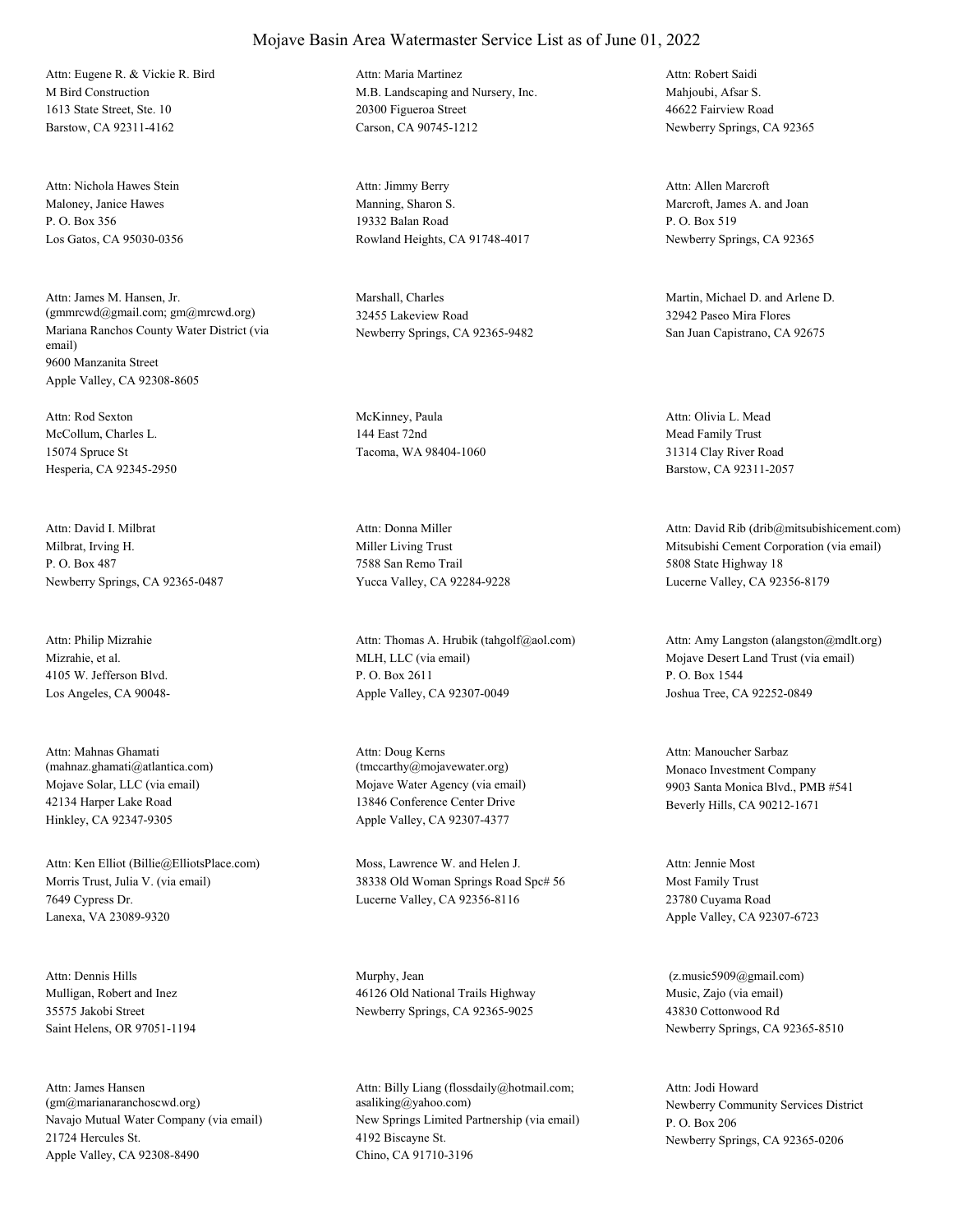# Mojave Basin Area Watermaster Service List as of June 01, 2022

Attn: Eugene R. & Vickie R. Bird
M Bird Construction
1613 State Street, Ste. 10
Barstow, CA 92311-4162

Attn: Maria Martinez
M.B. Landscaping and Nursery, Inc.
20300 Figueroa Street
Carson, CA 90745-1212

Attn: Robert Saidi
Mahjoubi, Afsar S.
46622 Fairview Road
Newberry Springs, CA 92365

Attn: Nichola Hawes Stein
Maloney, Janice Hawes
P. O. Box 356
Los Gatos, CA 95030-0356

Attn: Jimmy Berry
Manning, Sharon S.
19332 Balan Road
Rowland Heights, CA 91748-4017

Attn: Allen Marcroft
Marcroft, James A. and Joan
P. O. Box 519
Newberry Springs, CA 92365

Attn: James M. Hansen, Jr.
(gmmrcwd@gmail.com; gm@mrcwd.org)
Mariana Ranchos County Water District (via email)
9600 Manzanita Street
Apple Valley, CA 92308-8605

Marshall, Charles
32455 Lakeview Road
Newberry Springs, CA 92365-9482

Martin, Michael D. and Arlene D.
32942 Paseo Mira Flores
San Juan Capistrano, CA 92675

Attn: Rod Sexton
McCollum, Charles L.
15074 Spruce St
Hesperia, CA 92345-2950

McKinney, Paula
144 East 72nd
Tacoma, WA 98404-1060

Attn: Olivia L. Mead
Mead Family Trust
31314 Clay River Road
Barstow, CA 92311-2057

Attn: David I. Milbrat
Milbrat, Irving H.
P. O. Box 487
Newberry Springs, CA 92365-0487

Attn: Donna Miller
Miller Living Trust
7588 San Remo Trail
Yucca Valley, CA 92284-9228

Attn: David Rib (drib@mitsubishicement.com)
Mitsubishi Cement Corporation (via email)
5808 State Highway 18
Lucerne Valley, CA 92356-8179

Attn: Philip Mizrahie
Mizrahie, et al.
4105 W. Jefferson Blvd.
Los Angeles, CA 90048-

Attn: Thomas A. Hrubik (tahgolf@aol.com)
MLH, LLC (via email)
P. O. Box 2611
Apple Valley, CA 92307-0049

Attn: Amy Langston (alangston@mdlt.org)
Mojave Desert Land Trust (via email)
P. O. Box 1544
Joshua Tree, CA 92252-0849

Attn: Mahnas Ghamati
(mahnaz.ghamati@atlantica.com)
Mojave Solar, LLC (via email)
42134 Harper Lake Road
Hinkley, CA 92347-9305

Attn: Doug Kerns
(tmccarthy@mojavewater.org)
Mojave Water Agency (via email)
13846 Conference Center Drive
Apple Valley, CA 92307-4377

Attn: Manoucher Sarbaz
Monaco Investment Company
9903 Santa Monica Blvd., PMB #541
Beverly Hills, CA 90212-1671

Attn: Ken Elliot (Billie@ElliotsPlace.com)
Morris Trust, Julia V. (via email)
7649 Cypress Dr.
Lanexa, VA 23089-9320

Moss, Lawrence W. and Helen J.
38338 Old Woman Springs Road Spc# 56
Lucerne Valley, CA 92356-8116

Attn: Jennie Most
Most Family Trust
23780 Cuyama Road
Apple Valley, CA 92307-6723

Attn: Dennis Hills
Mulligan, Robert and Inez
35575 Jakobi Street
Saint Helens, OR 97051-1194

Murphy, Jean
46126 Old National Trails Highway
Newberry Springs, CA 92365-9025

(z.music5909@gmail.com)
Music, Zajo (via email)
43830 Cottonwood Rd
Newberry Springs, CA 92365-8510

Attn: James Hansen
(gm@marianaranchoscwd.org)
Navajo Mutual Water Company (via email)
21724 Hercules St.
Apple Valley, CA 92308-8490

Attn: Billy Liang (flossdaily@hotmail.com; asaliking@yahoo.com)
New Springs Limited Partnership (via email)
4192 Biscayne St.
Chino, CA 91710-3196

Attn: Jodi Howard
Newberry Community Services District
P. O. Box 206
Newberry Springs, CA 92365-0206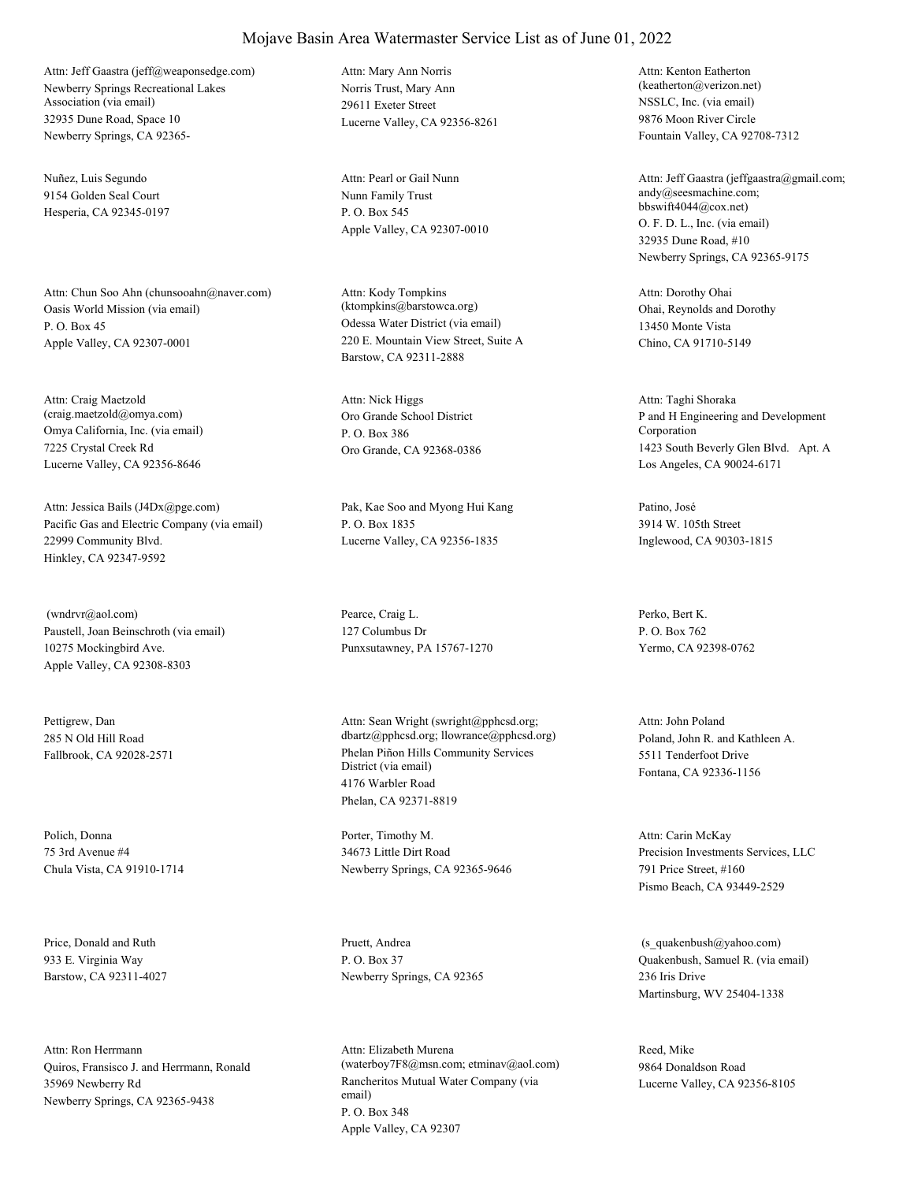# Mojave Basin Area Watermaster Service List as of June 01, 2022

Attn: Jeff Gaastra (jeff@weaponsedge.com)
Newberry Springs Recreational Lakes Association (via email)
32935 Dune Road, Space 10
Newberry Springs, CA 92365-

Attn: Mary Ann Norris
Norris Trust, Mary Ann
29611 Exeter Street
Lucerne Valley, CA 92356-8261

Attn: Kenton Eatherton (keatherton@verizon.net)
NSSLC, Inc. (via email)
9876 Moon River Circle
Fountain Valley, CA 92708-7312

Nuñez, Luis Segundo
9154 Golden Seal Court
Hesperia, CA 92345-0197

Attn: Pearl or Gail Nunn
Nunn Family Trust
P. O. Box 545
Apple Valley, CA 92307-0010

Attn: Jeff Gaastra (jeffgaastra@gmail.com; andy@seesmachine.com; bbswift4044@cox.net)
O. F. D. L., Inc. (via email)
32935 Dune Road, #10
Newberry Springs, CA 92365-9175

Attn: Chun Soo Ahn (chunsooahn@naver.com)
Oasis World Mission (via email)
P. O. Box 45
Apple Valley, CA 92307-0001

Attn: Kody Tompkins (ktompkins@barstowca.org)
Odessa Water District (via email)
220 E. Mountain View Street, Suite A
Barstow, CA 92311-2888

Attn: Dorothy Ohai
Ohai, Reynolds and Dorothy
13450 Monte Vista
Chino, CA 91710-5149

Attn: Craig Maetzold (craig.maetzold@omya.com)
Omya California, Inc. (via email)
7225 Crystal Creek Rd
Lucerne Valley, CA 92356-8646

Attn: Nick Higgs
Oro Grande School District
P. O. Box 386
Oro Grande, CA 92368-0386

Attn: Taghi Shoraka
P and H Engineering and Development Corporation
1423 South Beverly Glen Blvd. Apt. A
Los Angeles, CA 90024-6171

Attn: Jessica Bails (J4Dx@pge.com)
Pacific Gas and Electric Company (via email)
22999 Community Blvd.
Hinkley, CA 92347-9592

Pak, Kae Soo and Myong Hui Kang
P. O. Box 1835
Lucerne Valley, CA 92356-1835

Patino, José
3914 W. 105th Street
Inglewood, CA 90303-1815

(wndrvr@aol.com)
Paustell, Joan Beinschroth (via email)
10275 Mockingbird Ave.
Apple Valley, CA 92308-8303

Pearce, Craig L.
127 Columbus Dr
Punxsutawney, PA 15767-1270

Perko, Bert K.
P. O. Box 762
Yermo, CA 92398-0762

Pettigrew, Dan
285 N Old Hill Road
Fallbrook, CA 92028-2571

Attn: Sean Wright (swright@pphcsd.org; dbartz@pphcsd.org; llowrance@pphcsd.org)
Phelan Piñon Hills Community Services District (via email)
4176 Warbler Road
Phelan, CA 92371-8819

Attn: John Poland
Poland, John R. and Kathleen A.
5511 Tenderfoot Drive
Fontana, CA 92336-1156

Polich, Donna
75 3rd Avenue #4
Chula Vista, CA 91910-1714

Porter, Timothy M.
34673 Little Dirt Road
Newberry Springs, CA 92365-9646

Attn: Carin McKay
Precision Investments Services, LLC
791 Price Street, #160
Pismo Beach, CA 93449-2529

Price, Donald and Ruth
933 E. Virginia Way
Barstow, CA 92311-4027

Pruett, Andrea
P. O. Box 37
Newberry Springs, CA 92365

(s_quakenbush@yahoo.com)
Quakenbush, Samuel R. (via email)
236 Iris Drive
Martinsburg, WV 25404-1338

Attn: Ron Herrmann
Quiros, Fransisco J. and Herrmann, Ronald
35969 Newberry Rd
Newberry Springs, CA 92365-9438

Attn: Elizabeth Murena (waterboy7F8@msn.com; etminav@aol.com)
Rancheritos Mutual Water Company (via email)
P. O. Box 348
Apple Valley, CA 92307

Reed, Mike
9864 Donaldson Road
Lucerne Valley, CA 92356-8105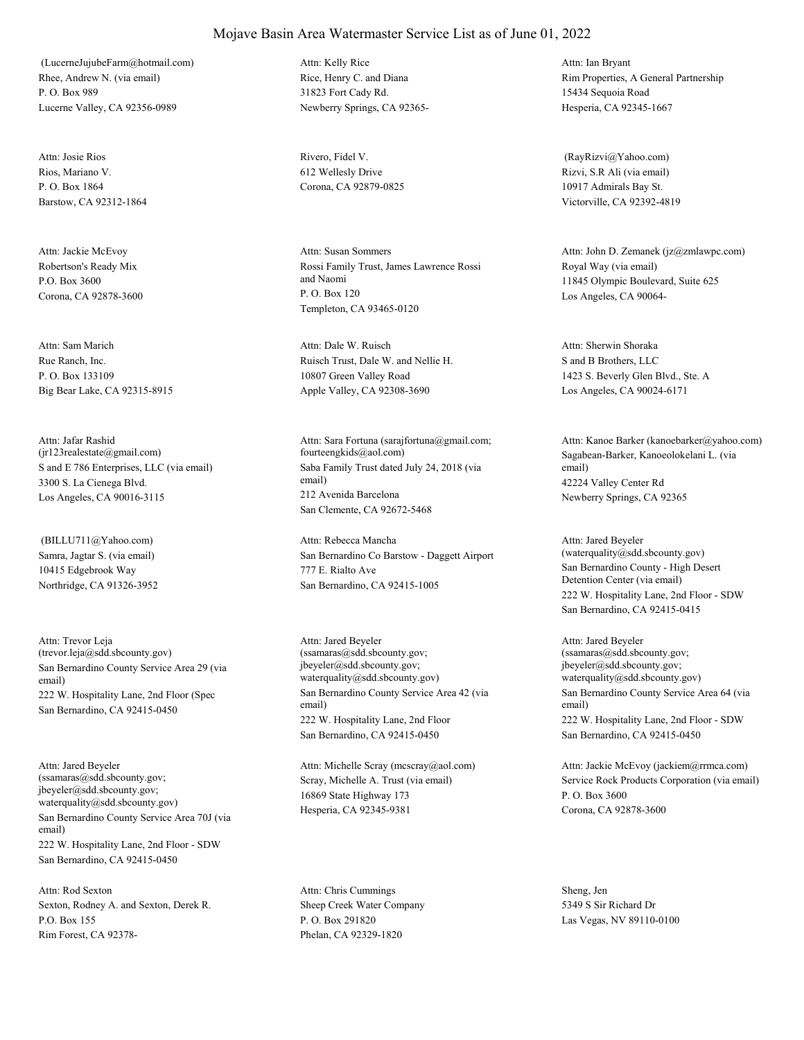# Mojave Basin Area Watermaster Service List as of June 01, 2022

(LucerneJujubeFarm@hotmail.com)
Rhee, Andrew N. (via email)
P. O. Box 989
Lucerne Valley, CA 92356-0989

Attn: Kelly Rice
Rice, Henry C. and Diana
31823 Fort Cady Rd.
Newberry Springs, CA 92365-

Attn: Ian Bryant
Rim Properties, A General Partnership
15434 Sequoia Road
Hesperia, CA 92345-1667

Attn: Josie Rios
Rios, Mariano V.
P. O. Box 1864
Barstow, CA 92312-1864

Rivero, Fidel V.
612 Wellesly Drive
Corona, CA 92879-0825

(RayRizvi@Yahoo.com)
Rizvi, S.R Ali (via email)
10917 Admirals Bay St.
Victorville, CA 92392-4819

Attn: Jackie McEvoy
Robertson's Ready Mix
P.O. Box 3600
Corona, CA 92878-3600

Attn: Susan Sommers
Rossi Family Trust, James Lawrence Rossi and Naomi
P. O. Box 120
Templeton, CA 93465-0120

Attn: John D. Zemanek (jz@zmlawpc.com)
Royal Way (via email)
11845 Olympic Boulevard, Suite 625
Los Angeles, CA 90064-

Attn: Sam Marich
Rue Ranch, Inc.
P. O. Box 133109
Big Bear Lake, CA 92315-8915

Attn: Dale W. Ruisch
Ruisch Trust, Dale W. and Nellie H.
10807 Green Valley Road
Apple Valley, CA 92308-3690

Attn: Sherwin Shoraka
S and B Brothers, LLC
1423 S. Beverly Glen Blvd., Ste. A
Los Angeles, CA 90024-6171

Attn: Jafar Rashid (jr123realestate@gmail.com)
S and E 786 Enterprises, LLC (via email)
3300 S. La Cienega Blvd.
Los Angeles, CA 90016-3115

Attn: Sara Fortuna (sarajfortuna@gmail.com; fourteengkids@aol.com)
Saba Family Trust dated July 24, 2018 (via email)
212 Avenida Barcelona
San Clemente, CA 92672-5468

Attn: Kanoe Barker (kanoebarker@yahoo.com)
Sagabean-Barker, Kanoeolokelani L. (via email)
42224 Valley Center Rd
Newberry Springs, CA 92365

(BILLU711@Yahoo.com)
Samra, Jagtar S. (via email)
10415 Edgebrook Way
Northridge, CA 91326-3952

Attn: Rebecca Mancha
San Bernardino Co Barstow - Daggett Airport
777 E. Rialto Ave
San Bernardino, CA 92415-1005

Attn: Jared Beyeler (waterquality@sdd.sbcounty.gov)
San Bernardino County - High Desert Detention Center (via email)
222 W. Hospitality Lane, 2nd Floor - SDW
San Bernardino, CA 92415-0415

Attn: Trevor Leja (trevor.leja@sdd.sbcounty.gov)
San Bernardino County Service Area 29 (via email)
222 W. Hospitality Lane, 2nd Floor (Spec
San Bernardino, CA 92415-0450

Attn: Jared Beyeler (ssamaras@sdd.sbcounty.gov; jbeyeler@sdd.sbcounty.gov; waterquality@sdd.sbcounty.gov)
San Bernardino County Service Area 42 (via email)
222 W. Hospitality Lane, 2nd Floor
San Bernardino, CA 92415-0450

Attn: Jared Beyeler (ssamaras@sdd.sbcounty.gov; jbeyeler@sdd.sbcounty.gov; waterquality@sdd.sbcounty.gov)
San Bernardino County Service Area 64 (via email)
222 W. Hospitality Lane, 2nd Floor - SDW
San Bernardino, CA 92415-0450

Attn: Jared Beyeler (ssamaras@sdd.sbcounty.gov; jbeyeler@sdd.sbcounty.gov; waterquality@sdd.sbcounty.gov)
San Bernardino County Service Area 70J (via email)
222 W. Hospitality Lane, 2nd Floor - SDW
San Bernardino, CA 92415-0450

Attn: Michelle Scray (mcscray@aol.com)
Scray, Michelle A. Trust (via email)
16869 State Highway 173
Hesperia, CA 92345-9381

Attn: Jackie McEvoy (jackiem@rrmca.com)
Service Rock Products Corporation (via email)
P. O. Box 3600
Corona, CA 92878-3600

Attn: Rod Sexton
Sexton, Rodney A. and Sexton, Derek R.
P.O. Box 155
Rim Forest, CA 92378-

Attn: Chris Cummings
Sheep Creek Water Company
P. O. Box 291820
Phelan, CA 92329-1820

Sheng, Jen
5349 S Sir Richard Dr
Las Vegas, NV 89110-0100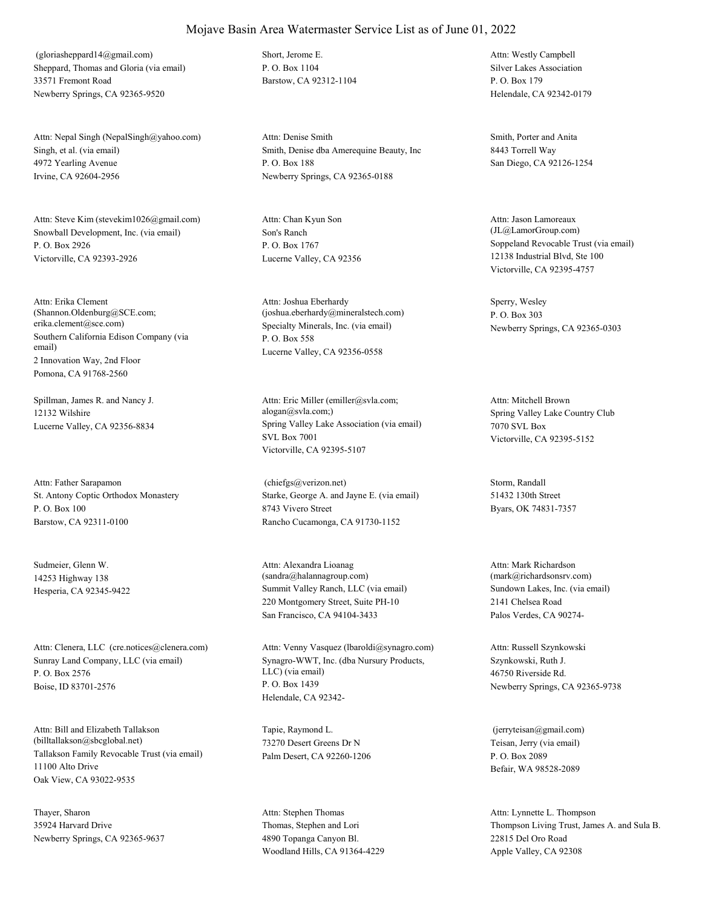# Mojave Basin Area Watermaster Service List as of June 01, 2022

(gloriasheppard14@gmail.com)
Sheppard, Thomas and Gloria (via email)
33571 Fremont Road
Newberry Springs, CA 92365-9520

Short, Jerome E.
P. O. Box 1104
Barstow, CA 92312-1104

Attn: Westly Campbell
Silver Lakes Association
P. O. Box 179
Helendale, CA 92342-0179

Attn: Nepal Singh (NepalSingh@yahoo.com)
Singh, et al. (via email)
4972 Yearling Avenue
Irvine, CA 92604-2956

Attn: Denise Smith
Smith, Denise dba Amerequine Beauty, Inc
P. O. Box 188
Newberry Springs, CA 92365-0188

Smith, Porter and Anita
8443 Torrell Way
San Diego, CA 92126-1254

Attn: Steve Kim (stevekim1026@gmail.com)
Snowball Development, Inc. (via email)
P. O. Box 2926
Victorville, CA 92393-2926

Attn: Chan Kyun Son
Son's Ranch
P. O. Box 1767
Lucerne Valley, CA 92356

Attn: Jason Lamoreaux
(JL@LamorGroup.com)
Soppeland Revocable Trust (via email)
12138 Industrial Blvd, Ste 100
Victorville, CA 92395-4757

Attn: Erika Clement
(Shannon.Oldenburg@SCE.com;
erika.clement@sce.com)
Southern California Edison Company (via email)
2 Innovation Way, 2nd Floor
Pomona, CA 91768-2560

Attn: Joshua Eberhardy
(joshua.eberhardy@mineralstech.com)
Specialty Minerals, Inc. (via email)
P. O. Box 558
Lucerne Valley, CA 92356-0558

Sperry, Wesley
P. O. Box 303
Newberry Springs, CA 92365-0303

Spillman, James R. and Nancy J.
12132 Wilshire
Lucerne Valley, CA 92356-8834

Attn: Eric Miller (emiller@svla.com;
alogan@svla.com;)
Spring Valley Lake Association (via email)
SVL Box 7001
Victorville, CA 92395-5107

Attn: Mitchell Brown
Spring Valley Lake Country Club
7070 SVL Box
Victorville, CA 92395-5152

Attn: Father Sarapamon
St. Antony Coptic Orthodox Monastery
P. O. Box 100
Barstow, CA 92311-0100

(chiefgs@verizon.net)
Starke, George A. and Jayne E. (via email)
8743 Vivero Street
Rancho Cucamonga, CA 91730-1152

Storm, Randall
51432 130th Street
Byars, OK 74831-7357

Sudmeier, Glenn W.
14253 Highway 138
Hesperia, CA 92345-9422

Attn: Alexandra Lioanag
(sandra@halannagroup.com)
Summit Valley Ranch, LLC (via email)
220 Montgomery Street, Suite PH-10
San Francisco, CA 94104-3433

Attn: Mark Richardson
(mark@richardsonsrv.com)
Sundown Lakes, Inc. (via email)
2141 Chelsea Road
Palos Verdes, CA 90274-

Attn: Clenera, LLC (cre.notices@clenera.com)
Sunray Land Company, LLC (via email)
P. O. Box 2576
Boise, ID 83701-2576

Attn: Venny Vasquez (lbaroldi@synagro.com)
Synagro-WWT, Inc. (dba Nursury Products, LLC) (via email)
P. O. Box 1439
Helendale, CA 92342-

Attn: Russell Szynkowski
Szynkowski, Ruth J.
46750 Riverside Rd.
Newberry Springs, CA 92365-9738

Attn: Bill and Elizabeth Tallakson
(billtallakson@sbcglobal.net)
Tallakson Family Revocable Trust (via email)
11100 Alto Drive
Oak View, CA 93022-9535

Tapie, Raymond L.
73270 Desert Greens Dr N
Palm Desert, CA 92260-1206

(jerryteisan@gmail.com)
Teisan, Jerry (via email)
P. O. Box 2089
Befair, WA 98528-2089

Thayer, Sharon
35924 Harvard Drive
Newberry Springs, CA 92365-9637

Attn: Stephen Thomas
Thomas, Stephen and Lori
4890 Topanga Canyon Bl.
Woodland Hills, CA 91364-4229

Attn: Lynnette L. Thompson
Thompson Living Trust, James A. and Sula B.
22815 Del Oro Road
Apple Valley, CA 92308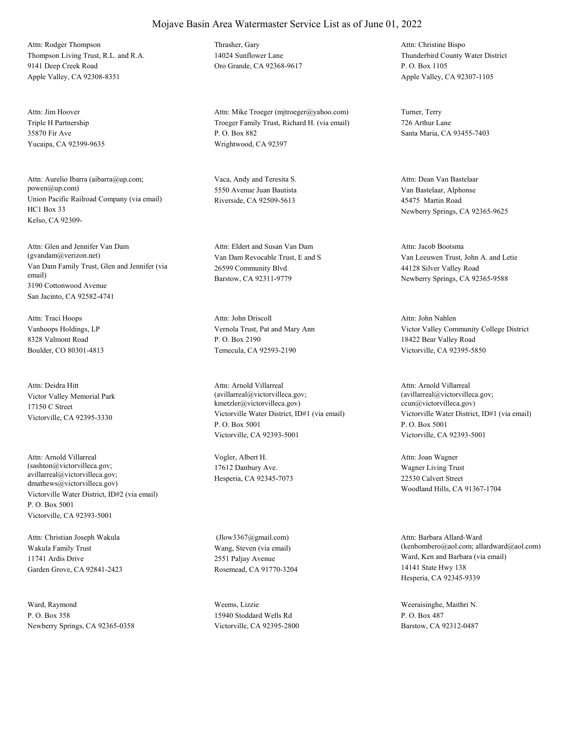# Mojave Basin Area Watermaster Service List as of June 01, 2022

Attn: Rodger Thompson
Thompson Living Trust, R.L. and R.A.
9141 Deep Creek Road
Apple Valley, CA 92308-8351

Thrasher, Gary
14024 Sunflower Lane
Oro Grande, CA 92368-9617

Attn: Christine Bispo
Thunderbird County Water District
P. O. Box 1105
Apple Valley, CA 92307-1105

Attn: Jim Hoover
Triple H Partnership
35870 Fir Ave
Yucaipa, CA 92399-9635

Attn: Mike Troeger (mjtroeger@yahoo.com)
Troeger Family Trust, Richard H. (via email)
P. O. Box 882
Wrightwood, CA 92397

Turner, Terry
726 Arthur Lane
Santa Maria, CA 93455-7403

Attn: Aurelio Ibarra (aibarra@up.com; powen@up.com)
Union Pacific Railroad Company (via email)
HC1 Box 33
Kelso, CA 92309-

Vaca, Andy and Teresita S.
5550 Avenue Juan Bautista
Riverside, CA 92509-5613

Attn: Dean Van Bastelaar
Van Bastelaar, Alphonse
45475 Martin Road
Newberry Springs, CA 92365-9625

Attn: Glen and Jennifer Van Dam (gvandam@verizon.net)
Van Dam Family Trust, Glen and Jennifer (via email)
3190 Cottonwood Avenue
San Jacinto, CA 92582-4741

Attn: Eldert and Susan Van Dam
Van Dam Revocable Trust, E and S
26599 Community Blvd.
Barstow, CA 92311-9779

Attn: Jacob Bootsma
Van Leeuwen Trust, John A. and Letie
44128 Silver Valley Road
Newberry Springs, CA 92365-9588

Attn: Traci Hoops
Vanhoops Holdings, LP
8328 Valmont Road
Boulder, CO 80301-4813

Attn: John Driscoll
Vernola Trust, Pat and Mary Ann
P. O. Box 2190
Temecula, CA 92593-2190

Attn: John Nahlen
Victor Valley Community College District
18422 Bear Valley Road
Victorville, CA 92395-5850

Attn: Deidra Hitt
Victor Valley Memorial Park
17150 C Street
Victorville, CA 92395-3330

Attn: Arnold Villarreal (avillarreal@victorvilleca.gov; kmetzler@victorvilleca.gov)
Victorville Water District, ID#1 (via email)
P. O. Box 5001
Victorville, CA 92393-5001

Attn: Arnold Villarreal (avillarreal@victorvilleca.gov; ccun@victorvilleca.gov)
Victorville Water District, ID#1 (via email)
P. O. Box 5001
Victorville, CA 92393-5001

Attn: Arnold Villarreal (sashton@victorvilleca.gov; avillarreal@victorvilleca.gov; dmathews@victorvilleca.gov)
Victorville Water District, ID#2 (via email)
P. O. Box 5001
Victorville, CA 92393-5001

Vogler, Albert H.
17612 Danbury Ave.
Hesperia, CA 92345-7073

Attn: Joan Wagner
Wagner Living Trust
22530 Calvert Street
Woodland Hills, CA 91367-1704

Attn: Christian Joseph Wakula
Wakula Family Trust
11741 Ardis Drive
Garden Grove, CA 92841-2423

(Jlow3367@gmail.com)
Wang, Steven (via email)
2551 Paljay Avenue
Rosemead, CA 91770-3204

Attn: Barbara Allard-Ward (kenbombero@aol.com; allardward@aol.com)
Ward, Ken and Barbara (via email)
14141 State Hwy 138
Hesperia, CA 92345-9339

Ward, Raymond
P. O. Box 358
Newberry Springs, CA 92365-0358

Weems, Lizzie
15940 Stoddard Wells Rd
Victorville, CA 92395-2800

Weeraisinghe, Maithri N.
P. O. Box 487
Barstow, CA 92312-0487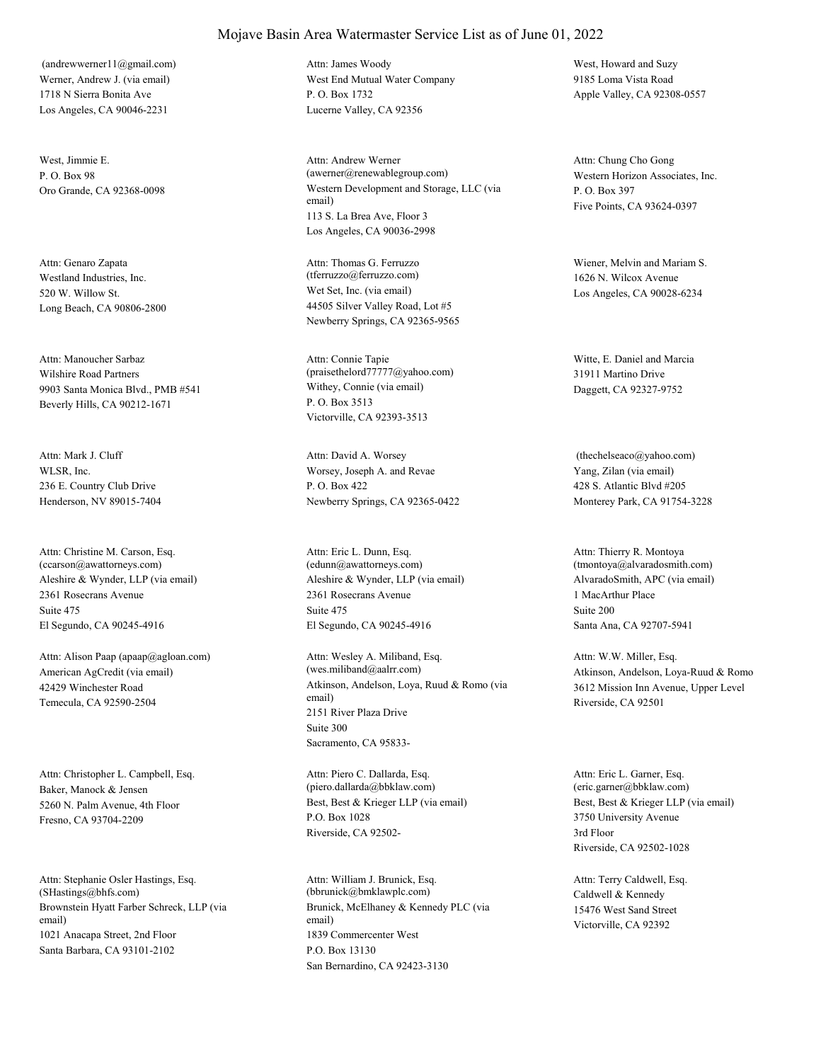# Mojave Basin Area Watermaster Service List as of June 01, 2022

(andrewwerner11@gmail.com)
Werner, Andrew J. (via email)
1718 N Sierra Bonita Ave
Los Angeles, CA 90046-2231

Attn: James Woody
West End Mutual Water Company
P. O. Box 1732
Lucerne Valley, CA 92356

West, Howard and Suzy
9185 Loma Vista Road
Apple Valley, CA 92308-0557

West, Jimmie E.
P. O. Box 98
Oro Grande, CA 92368-0098

Attn: Andrew Werner
(awerner@renewablegroup.com)
Western Development and Storage, LLC (via email)
113 S. La Brea Ave, Floor 3
Los Angeles, CA 90036-2998

Attn: Chung Cho Gong
Western Horizon Associates, Inc.
P. O. Box 397
Five Points, CA 93624-0397

Attn: Genaro Zapata
Westland Industries, Inc.
520 W. Willow St.
Long Beach, CA 90806-2800

Attn: Thomas G. Ferruzzo
(tferruzzo@ferruzzo.com)
Wet Set, Inc. (via email)
44505 Silver Valley Road, Lot #5
Newberry Springs, CA 92365-9565

Wiener, Melvin and Mariam S.
1626 N. Wilcox Avenue
Los Angeles, CA 90028-6234

Attn: Manoucher Sarbaz
Wilshire Road Partners
9903 Santa Monica Blvd., PMB #541
Beverly Hills, CA 90212-1671

Attn: Connie Tapie
(praisethelord77777@yahoo.com)
Withey, Connie (via email)
P. O. Box 3513
Victorville, CA 92393-3513

Witte, E. Daniel and Marcia
31911 Martino Drive
Daggett, CA 92327-9752

Attn: Mark J. Cluff
WLSR, Inc.
236 E. Country Club Drive
Henderson, NV 89015-7404

Attn: David A. Worsey
Worsey, Joseph A. and Revae
P. O. Box 422
Newberry Springs, CA 92365-0422

(thechelseaco@yahoo.com)
Yang, Zilan (via email)
428 S. Atlantic Blvd #205
Monterey Park, CA 91754-3228

Attn: Christine M. Carson, Esq.
(ccarson@awattorneys.com)
Aleshire & Wynder, LLP (via email)
2361 Rosecrans Avenue
Suite 475
El Segundo, CA 90245-4916

Attn: Eric L. Dunn, Esq.
(edunn@awattorneys.com)
Aleshire & Wynder, LLP (via email)
2361 Rosecrans Avenue
Suite 475
El Segundo, CA 90245-4916

Attn: Thierry R. Montoya
(tmontoya@alvaradosmith.com)
AlvaradoSmith, APC (via email)
1 MacArthur Place
Suite 200
Santa Ana, CA 92707-5941

Attn: Alison Paap (apaap@agloan.com)
American AgCredit (via email)
42429 Winchester Road
Temecula, CA 92590-2504

Attn: Wesley A. Miliband, Esq.
(wes.miliband@aalrr.com)
Atkinson, Andelson, Loya, Ruud & Romo (via email)
2151 River Plaza Drive
Suite 300
Sacramento, CA 95833-

Attn: W.W. Miller, Esq.
Atkinson, Andelson, Loya-Ruud & Romo
3612 Mission Inn Avenue, Upper Level
Riverside, CA 92501

Attn: Christopher L. Campbell, Esq.
Baker, Manock & Jensen
5260 N. Palm Avenue, 4th Floor
Fresno, CA 93704-2209

Attn: Piero C. Dallarda, Esq.
(piero.dallarda@bbklaw.com)
Best, Best & Krieger LLP (via email)
P.O. Box 1028
Riverside, CA 92502-

Attn: Eric L. Garner, Esq.
(eric.garner@bbklaw.com)
Best, Best & Krieger LLP (via email)
3750 University Avenue
3rd Floor
Riverside, CA 92502-1028

Attn: Stephanie Osler Hastings, Esq.
(SHastings@bhfs.com)
Brownstein Hyatt Farber Schreck, LLP (via email)
1021 Anacapa Street, 2nd Floor
Santa Barbara, CA 93101-2102

Attn: William J. Brunick, Esq.
(bbrunick@bmklawplc.com)
Brunick, McElhaney & Kennedy PLC (via email)
1839 Commercenter West
P.O. Box 13130
San Bernardino, CA 92423-3130

Attn: Terry Caldwell, Esq.
Caldwell & Kennedy
15476 West Sand Street
Victorville, CA 92392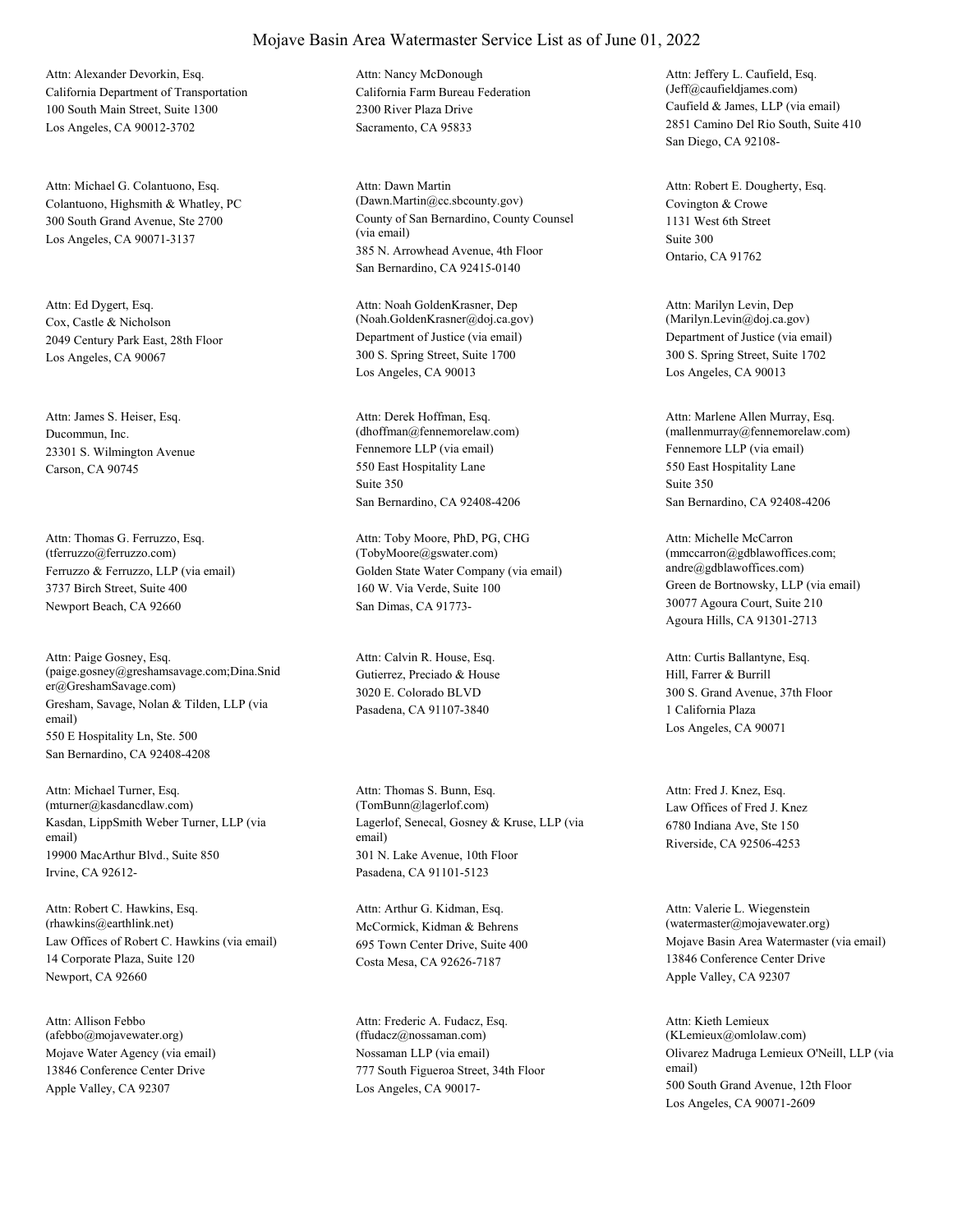# Mojave Basin Area Watermaster Service List as of June 01, 2022

Attn: Alexander Devorkin, Esq.
California Department of Transportation
100 South Main Street, Suite 1300
Los Angeles, CA 90012-3702

Attn: Nancy McDonough
California Farm Bureau Federation
2300 River Plaza Drive
Sacramento, CA 95833

Attn: Jeffery L. Caufield, Esq.
(Jeff@caufieldjames.com)
Caufield & James, LLP (via email)
2851 Camino Del Rio South, Suite 410
San Diego, CA 92108-

Attn: Michael G. Colantuono, Esq.
Colantuono, Highsmith & Whatley, PC
300 South Grand Avenue, Ste 2700
Los Angeles, CA 90071-3137

Attn: Dawn Martin
(Dawn.Martin@cc.sbcounty.gov)
County of San Bernardino, County Counsel (via email)
385 N. Arrowhead Avenue, 4th Floor
San Bernardino, CA 92415-0140

Attn: Robert E. Dougherty, Esq.
Covington & Crowe
1131 West 6th Street
Suite 300
Ontario, CA 91762

Attn: Ed Dygert, Esq.
Cox, Castle & Nicholson
2049 Century Park East, 28th Floor
Los Angeles, CA 90067

Attn: Noah GoldenKrasner, Dep
(Noah.GoldenKrasner@doj.ca.gov)
Department of Justice (via email)
300 S. Spring Street, Suite 1700
Los Angeles, CA 90013

Attn: Marilyn Levin, Dep
(Marilyn.Levin@doj.ca.gov)
Department of Justice (via email)
300 S. Spring Street, Suite 1702
Los Angeles, CA 90013

Attn: James S. Heiser, Esq.
Ducommun, Inc.
23301 S. Wilmington Avenue
Carson, CA 90745

Attn: Derek Hoffman, Esq.
(dhoffman@fennemorelaw.com)
Fennemore LLP (via email)
550 East Hospitality Lane
Suite 350
San Bernardino, CA 92408-4206

Attn: Marlene Allen Murray, Esq.
(mallenmurray@fennemorelaw.com)
Fennemore LLP (via email)
550 East Hospitality Lane
Suite 350
San Bernardino, CA 92408-4206

Attn: Thomas G. Ferruzzo, Esq.
(tferruzzo@ferruzzo.com)
Ferruzzo & Ferruzzo, LLP (via email)
3737 Birch Street, Suite 400
Newport Beach, CA 92660

Attn: Toby Moore, PhD, PG, CHG
(TobyMoore@gswater.com)
Golden State Water Company (via email)
160 W. Via Verde, Suite 100
San Dimas, CA 91773-

Attn: Michelle McCarron
(mmccarron@gdblawoffices.com; andre@gdblawoffices.com)
Green de Bortnowsky, LLP (via email)
30077 Agoura Court, Suite 210
Agoura Hills, CA 91301-2713

Attn: Paige Gosney, Esq.
(paige.gosney@greshamsavage.com;Dina.Snider@GreshamSavage.com)
Gresham, Savage, Nolan & Tilden, LLP (via email)
550 E Hospitality Ln, Ste. 500
San Bernardino, CA 92408-4208

Attn: Calvin R. House, Esq.
Gutierrez, Preciado & House
3020 E. Colorado BLVD
Pasadena, CA 91107-3840

Attn: Curtis Ballantyne, Esq.
Hill, Farrer & Burrill
300 S. Grand Avenue, 37th Floor
1 California Plaza
Los Angeles, CA 90071

Attn: Michael Turner, Esq.
(mturner@kasdancdlaw.com)
Kasdan, LippSmith Weber Turner, LLP (via email)
19900 MacArthur Blvd., Suite 850
Irvine, CA 92612-

Attn: Thomas S. Bunn, Esq.
(TomBunn@lagerlof.com)
Lagerlof, Senecal, Gosney & Kruse, LLP (via email)
301 N. Lake Avenue, 10th Floor
Pasadena, CA 91101-5123

Attn: Fred J. Knez, Esq.
Law Offices of Fred J. Knez
6780 Indiana Ave, Ste 150
Riverside, CA 92506-4253

Attn: Robert C. Hawkins, Esq.
(rhawkins@earthlink.net)
Law Offices of Robert C. Hawkins (via email)
14 Corporate Plaza, Suite 120
Newport, CA 92660

Attn: Arthur G. Kidman, Esq.
McCormick, Kidman & Behrens
695 Town Center Drive, Suite 400
Costa Mesa, CA 92626-7187

Attn: Valerie L. Wiegenstein
(watermaster@mojavewater.org)
Mojave Basin Area Watermaster (via email)
13846 Conference Center Drive
Apple Valley, CA 92307

Attn: Allison Febbo
(afebbo@mojavewater.org)
Mojave Water Agency (via email)
13846 Conference Center Drive
Apple Valley, CA 92307

Attn: Frederic A. Fudacz, Esq.
(ffudacz@nossaman.com)
Nossaman LLP (via email)
777 South Figueroa Street, 34th Floor
Los Angeles, CA 90017-

Attn: Kieth Lemieux
(KLemieux@omlolaw.com)
Olivarez Madruga Lemieux O'Neill, LLP (via email)
500 South Grand Avenue, 12th Floor
Los Angeles, CA 90071-2609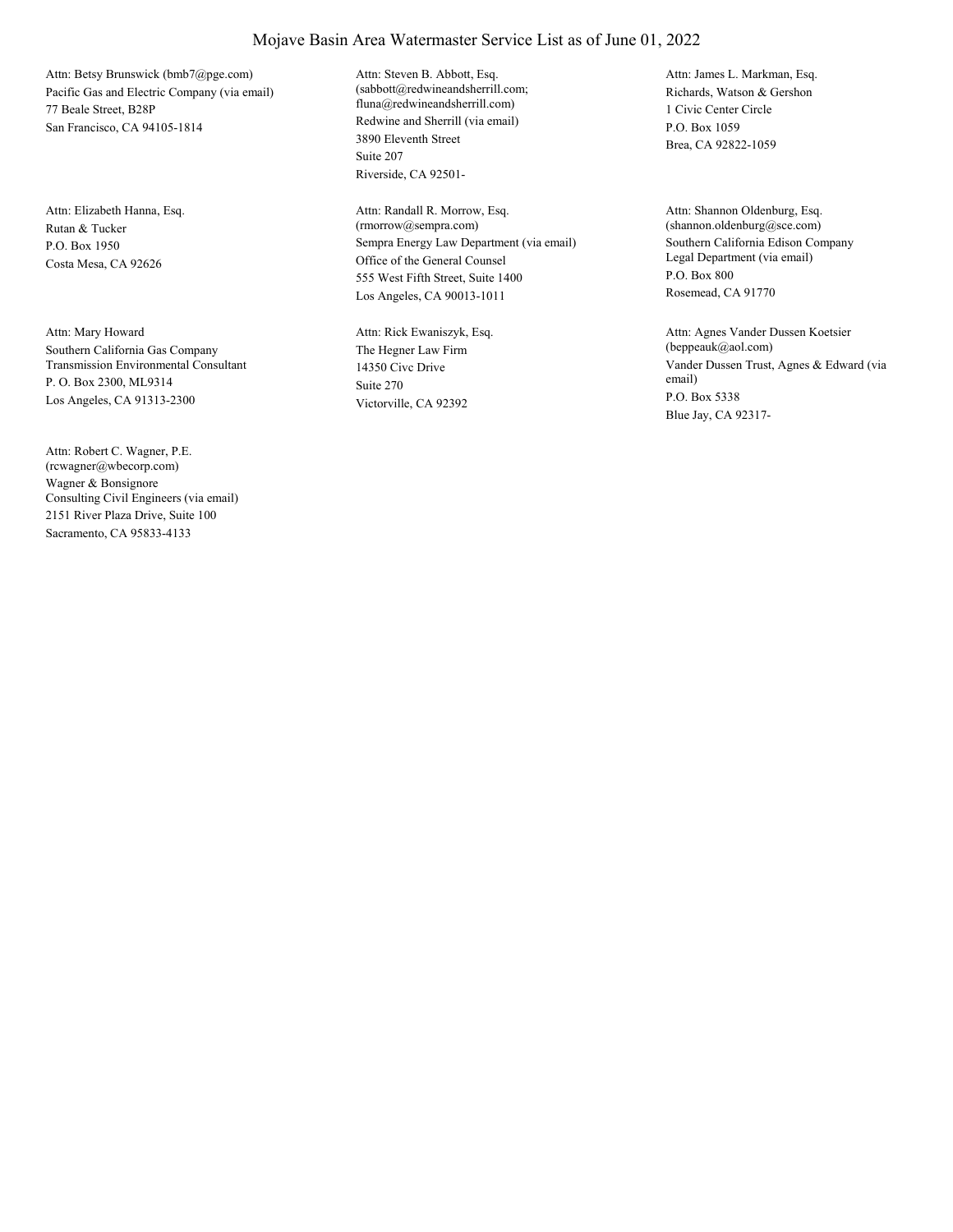# Mojave Basin Area Watermaster Service List as of June 01, 2022

Attn: Betsy Brunswick (bmb7@pge.com)
Pacific Gas and Electric Company (via email)
77 Beale Street, B28P
San Francisco, CA 94105-1814

Attn: Elizabeth Hanna, Esq.
Rutan & Tucker
P.O. Box 1950
Costa Mesa, CA 92626

Attn: Mary Howard
Southern California Gas Company
Transmission Environmental Consultant
P. O. Box 2300, ML9314
Los Angeles, CA 91313-2300

Attn: Robert C. Wagner, P.E.
(rcwagner@wbecorp.com)
Wagner & Bonsignore
Consulting Civil Engineers (via email)
2151 River Plaza Drive, Suite 100
Sacramento, CA 95833-4133

Attn: Steven B. Abbott, Esq.
(sabbott@redwineandsherrill.com;
fluna@redwineandsherrill.com)
Redwine and Sherrill (via email)
3890 Eleventh Street
Suite 207
Riverside, CA 92501-

Attn: Randall R. Morrow, Esq.
(rmorrow@sempra.com)
Sempra Energy Law Department (via email)
Office of the General Counsel
555 West Fifth Street, Suite 1400
Los Angeles, CA 90013-1011

Attn: Rick Ewaniszyk, Esq.
The Hegner Law Firm
14350 Civc Drive
Suite 270
Victorville, CA 92392

Attn: James L. Markman, Esq.
Richards, Watson & Gershon
1 Civic Center Circle
P.O. Box 1059
Brea, CA 92822-1059

Attn: Shannon Oldenburg, Esq.
(shannon.oldenburg@sce.com)
Southern California Edison Company
Legal Department (via email)
P.O. Box 800
Rosemead, CA 91770

Attn: Agnes Vander Dussen Koetsier
(beppeauk@aol.com)
Vander Dussen Trust, Agnes & Edward (via email)
P.O. Box 5338
Blue Jay, CA 92317-